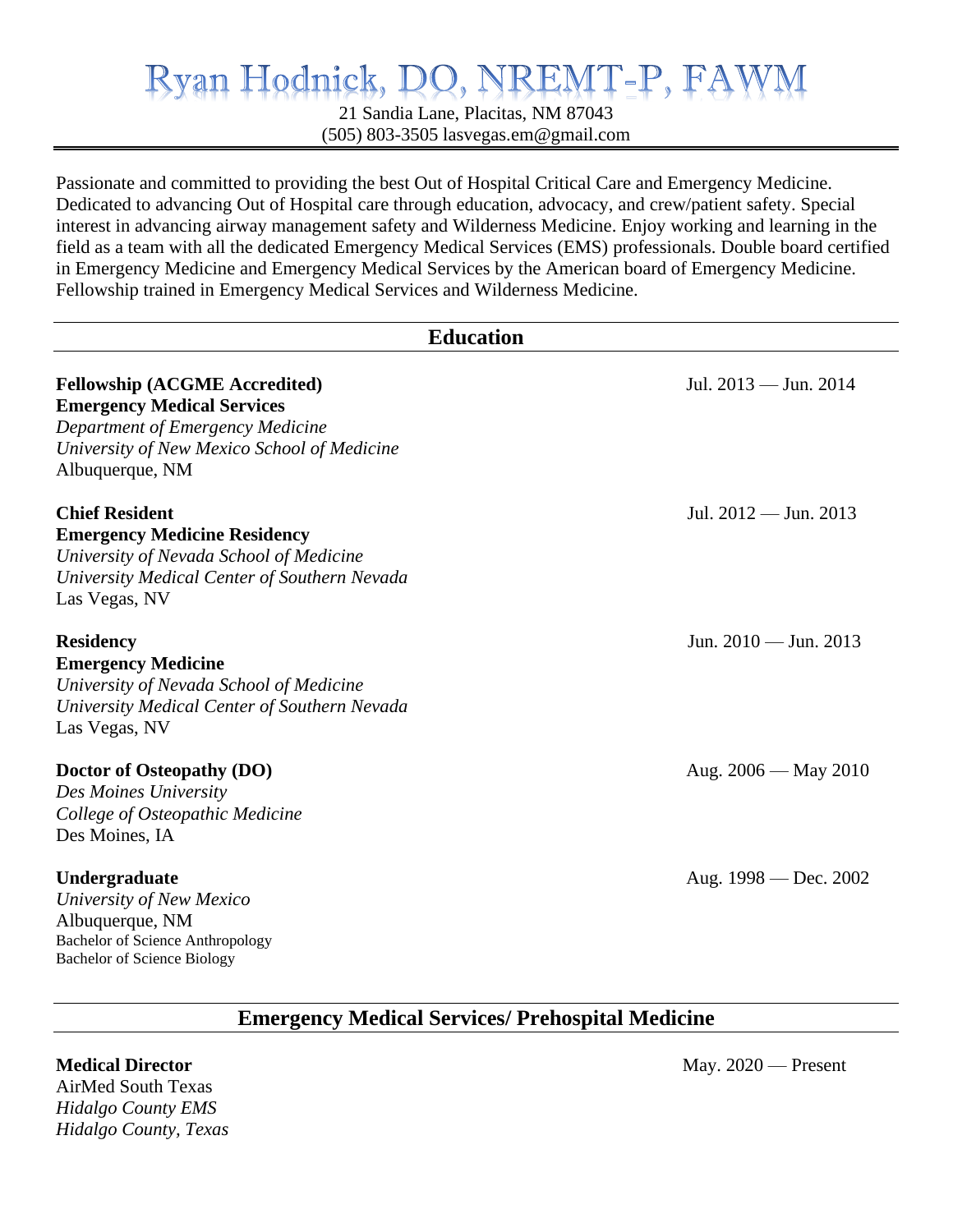# Ryan Hodnick, DO, NREMT-P, FAWM

21 Sandia Lane, Placitas, NM 87043
(505) 803-3505 lasvegas.em@gmail.com

Passionate and committed to providing the best Out of Hospital Critical Care and Emergency Medicine. Dedicated to advancing Out of Hospital care through education, advocacy, and crew/patient safety. Special interest in advancing airway management safety and Wilderness Medicine. Enjoy working and learning in the field as a team with all the dedicated Emergency Medical Services (EMS) professionals. Double board certified in Emergency Medicine and Emergency Medical Services by the American board of Emergency Medicine. Fellowship trained in Emergency Medical Services and Wilderness Medicine.

## Education

**Fellowship (ACGME Accredited)** — Jul. 2013 — Jun. 2014
**Emergency Medical Services**
*Department of Emergency Medicine*
*University of New Mexico School of Medicine*
Albuquerque, NM

**Chief Resident** — Jul. 2012 — Jun. 2013
**Emergency Medicine Residency**
*University of Nevada School of Medicine*
*University Medical Center of Southern Nevada*
Las Vegas, NV

**Residency** — Jun. 2010 — Jun. 2013
**Emergency Medicine**
*University of Nevada School of Medicine*
*University Medical Center of Southern Nevada*
Las Vegas, NV

**Doctor of Osteopathy (DO)** — Aug. 2006 — May 2010
*Des Moines University*
*College of Osteopathic Medicine*
Des Moines, IA

**Undergraduate** — Aug. 1998 — Dec. 2002
*University of New Mexico*
Albuquerque, NM
Bachelor of Science Anthropology
Bachelor of Science Biology

## Emergency Medical Services/ Prehospital Medicine

**Medical Director** — May. 2020 — Present
AirMed South Texas
*Hidalgo County EMS*
*Hidalgo County, Texas*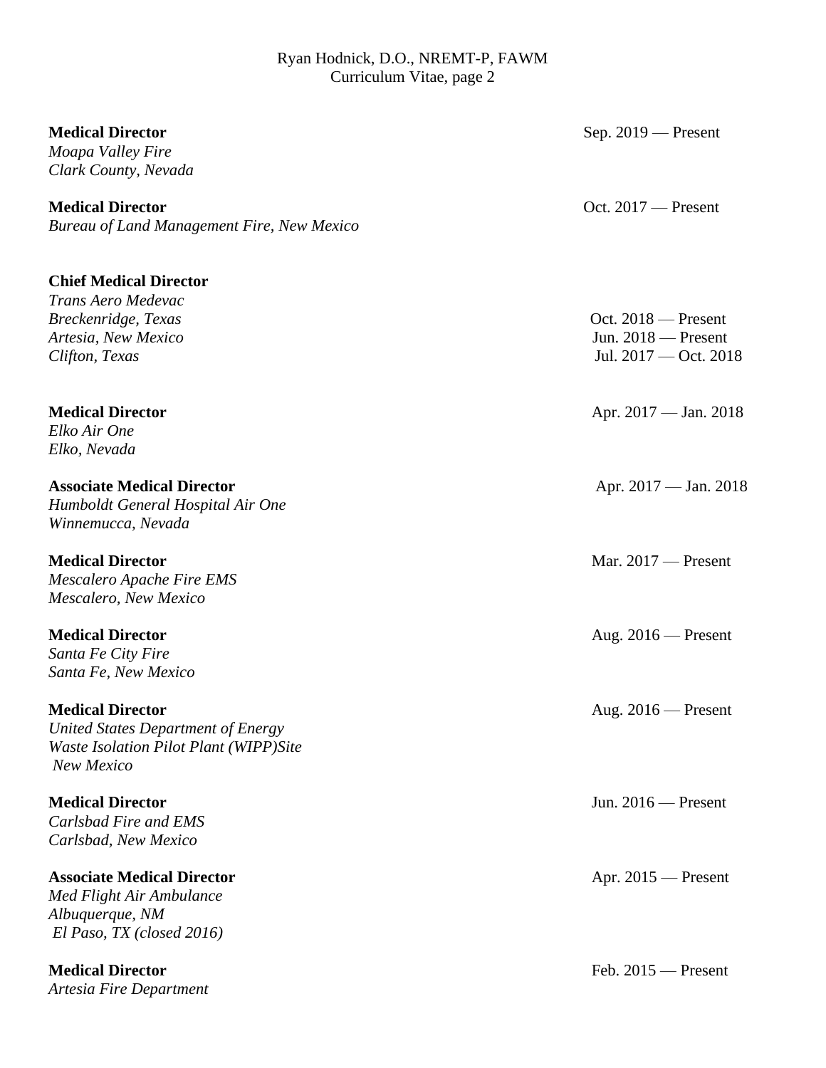**Medical Director** Sep. 2019 — Present
*Moapa Valley Fire*
*Clark County, Nevada*

**Medical Director** Oct. 2017 — Present
*Bureau of Land Management Fire, New Mexico*

**Chief Medical Director**
*Trans Aero Medevac*
*Breckenridge, Texas* Oct. 2018 — Present
*Artesia, New Mexico* Jun. 2018 — Present
*Clifton, Texas* Jul. 2017 — Oct. 2018

**Medical Director** Apr. 2017 — Jan. 2018
*Elko Air One*
*Elko, Nevada*

**Associate Medical Director** Apr. 2017 — Jan. 2018
*Humboldt General Hospital Air One*
*Winnemucca, Nevada*

**Medical Director** Mar. 2017 — Present
*Mescalero Apache Fire EMS*
*Mescalero, New Mexico*

**Medical Director** Aug. 2016 — Present
*Santa Fe City Fire*
*Santa Fe, New Mexico*

**Medical Director** Aug. 2016 — Present
*United States Department of Energy*
*Waste Isolation Pilot Plant (WIPP)Site*
*New Mexico*

**Medical Director** Jun. 2016 — Present
*Carlsbad Fire and EMS*
*Carlsbad, New Mexico*

**Associate Medical Director** Apr. 2015 — Present
*Med Flight Air Ambulance*
*Albuquerque, NM*
*El Paso, TX (closed 2016)*

**Medical Director** Feb. 2015 — Present
*Artesia Fire Department*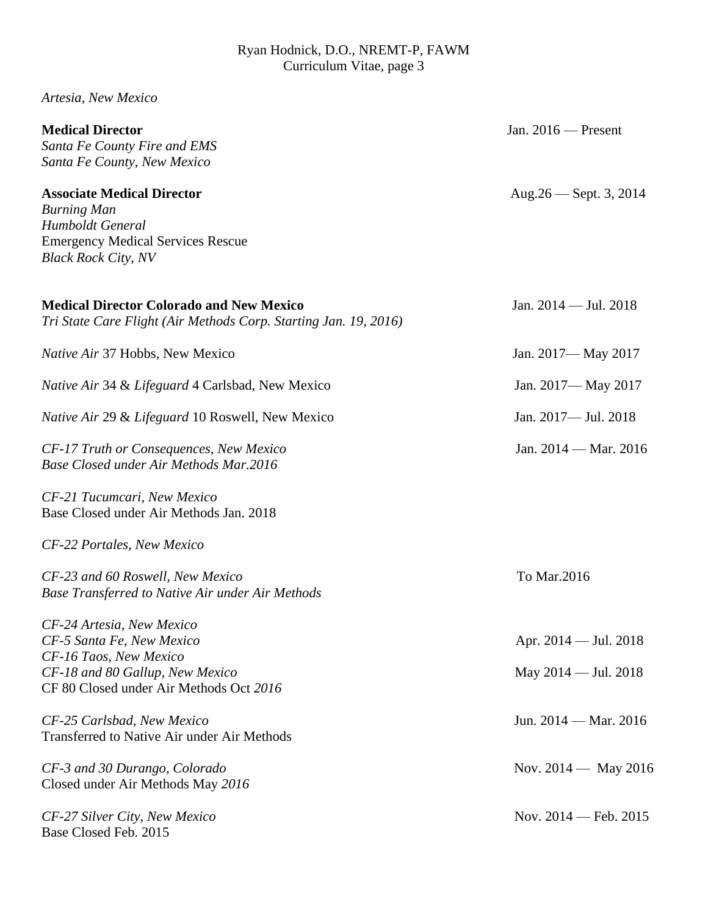*Artesia, New Mexico*

**Medical Director** Jan. 2016 — Present
*Santa Fe County Fire and EMS*
*Santa Fe County, New Mexico*

**Associate Medical Director** Aug.26 — Sept. 3, 2014
*Burning Man*
*Humboldt General*
Emergency Medical Services Rescue
*Black Rock City, NV*

**Medical Director Colorado and New Mexico** Jan. 2014 — Jul. 2018
*Tri State Care Flight (Air Methods Corp. Starting Jan. 19, 2016)*

*Native Air* 37 Hobbs, New Mexico Jan. 2017— May 2017

*Native Air* 34 & *Lifeguard* 4 Carlsbad, New Mexico Jan. 2017— May 2017

*Native Air* 29 & *Lifeguard* 10 Roswell, New Mexico Jan. 2017— Jul. 2018

*CF-17 Truth or Consequences, New Mexico* Jan. 2014 — Mar. 2016
*Base Closed under Air Methods Mar.2016*

*CF-21 Tucumcari, New Mexico*
Base Closed under Air Methods Jan. 2018

*CF-22 Portales, New Mexico*

*CF-23 and 60 Roswell, New Mexico* To Mar.2016
*Base Transferred to Native Air under Air Methods*

*CF-24 Artesia, New Mexico*
*CF-5 Santa Fe, New Mexico* Apr. 2014 — Jul. 2018
*CF-16 Taos, New Mexico*
*CF-18 and 80 Gallup, New Mexico* May 2014 — Jul. 2018
CF 80 Closed under Air Methods Oct *2016*

*CF-25 Carlsbad, New Mexico* Jun. 2014 — Mar. 2016
Transferred to Native Air under Air Methods

*CF-3 and 30 Durango, Colorado* Nov. 2014 — May 2016
Closed under Air Methods May *2016*

*CF-27 Silver City, New Mexico* Nov. 2014 — Feb. 2015
Base Closed Feb. 2015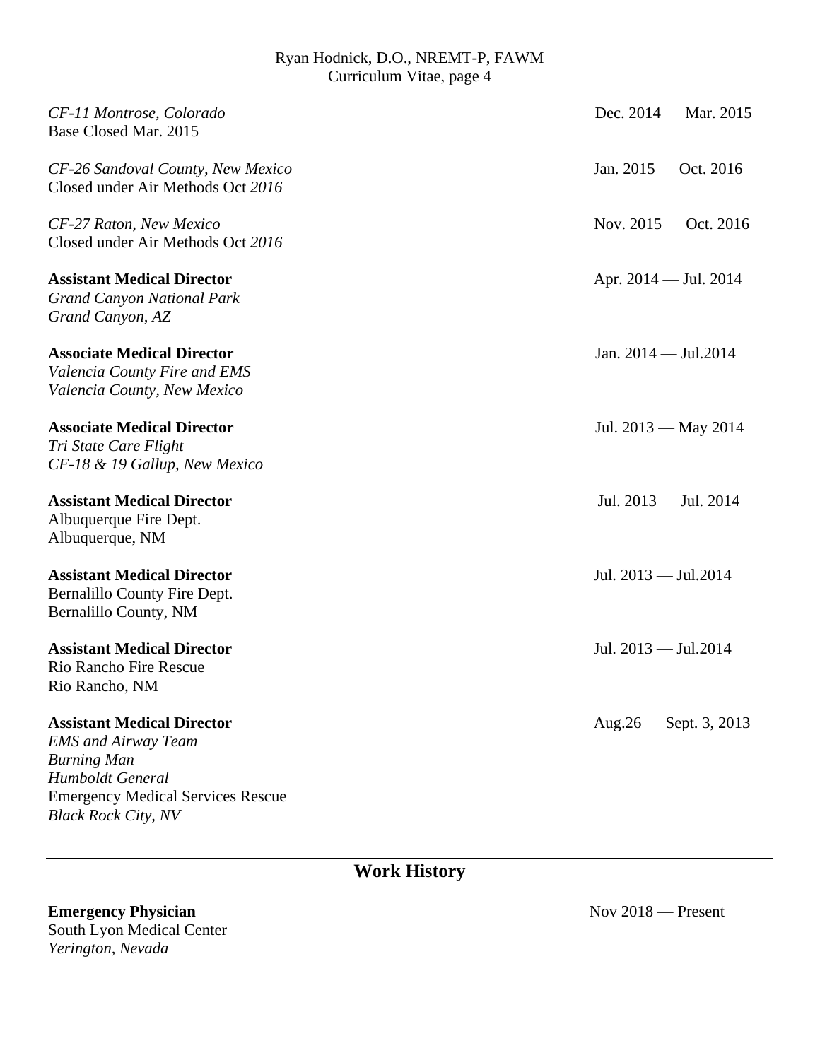*CF-11 Montrose, Colorado* Dec. 2014 — Mar. 2015
Base Closed Mar. 2015

*CF-26 Sandoval County, New Mexico* Jan. 2015 — Oct. 2016
Closed under Air Methods Oct *2016*

*CF-27 Raton, New Mexico* Nov. 2015 — Oct. 2016
Closed under Air Methods Oct *2016*

**Assistant Medical Director** Apr. 2014 — Jul. 2014
*Grand Canyon National Park*
*Grand Canyon, AZ*

**Associate Medical Director** Jan. 2014 — Jul.2014
*Valencia County Fire and EMS*
*Valencia County, New Mexico*

**Associate Medical Director** Jul. 2013 — May 2014
*Tri State Care Flight*
*CF-18 & 19 Gallup, New Mexico*

**Assistant Medical Director** Jul. 2013 — Jul. 2014
Albuquerque Fire Dept.
Albuquerque, NM

**Assistant Medical Director** Jul. 2013 — Jul.2014
Bernalillo County Fire Dept.
Bernalillo County, NM

**Assistant Medical Director** Jul. 2013 — Jul.2014
Rio Rancho Fire Rescue
Rio Rancho, NM

**Assistant Medical Director** Aug.26 — Sept. 3, 2013
*EMS and Airway Team*
*Burning Man*
*Humboldt General*
Emergency Medical Services Rescue
*Black Rock City, NV*

## Work History

**Emergency Physician** Nov 2018 — Present
South Lyon Medical Center
*Yerington, Nevada*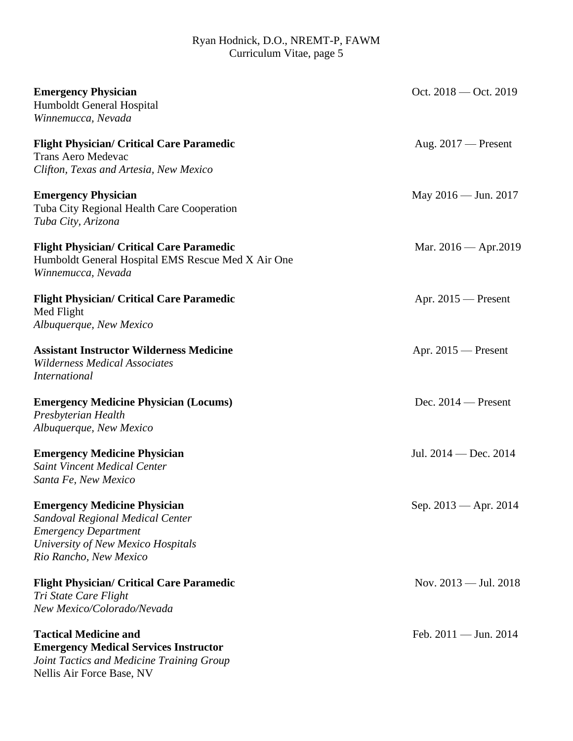**Emergency Physician** Oct. 2018 — Oct. 2019
Humboldt General Hospital
*Winnemucca, Nevada*

**Flight Physician/ Critical Care Paramedic** Aug. 2017 — Present
Trans Aero Medevac
*Clifton, Texas and Artesia, New Mexico*

**Emergency Physician** May 2016 — Jun. 2017
Tuba City Regional Health Care Cooperation
*Tuba City, Arizona*

**Flight Physician/ Critical Care Paramedic** Mar. 2016 — Apr.2019
Humboldt General Hospital EMS Rescue Med X Air One
*Winnemucca, Nevada*

**Flight Physician/ Critical Care Paramedic** Apr. 2015 — Present
Med Flight
*Albuquerque, New Mexico*

**Assistant Instructor Wilderness Medicine** Apr. 2015 — Present
*Wilderness Medical Associates*
*International*

**Emergency Medicine Physician (Locums)** Dec. 2014 — Present
*Presbyterian Health*
*Albuquerque, New Mexico*

**Emergency Medicine Physician** Jul. 2014 — Dec. 2014
*Saint Vincent Medical Center*
*Santa Fe, New Mexico*

**Emergency Medicine Physician** Sep. 2013 — Apr. 2014
*Sandoval Regional Medical Center*
*Emergency Department*
*University of New Mexico Hospitals*
*Rio Rancho, New Mexico*

**Flight Physician/ Critical Care Paramedic** Nov. 2013 — Jul. 2018
*Tri State Care Flight*
*New Mexico/Colorado/Nevada*

**Tactical Medicine and**
**Emergency Medical Services Instructor** Feb. 2011 — Jun. 2014
*Joint Tactics and Medicine Training Group*
Nellis Air Force Base, NV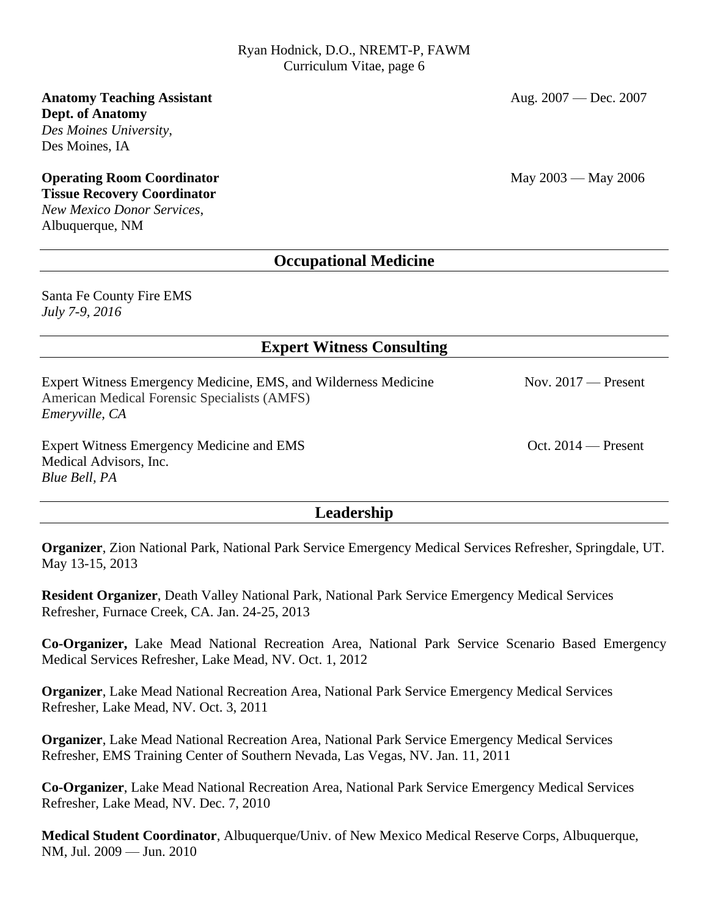**Anatomy Teaching Assistant** Aug. 2007 — Dec. 2007
**Dept. of Anatomy**
*Des Moines University*,
Des Moines, IA

**Operating Room Coordinator** May 2003 — May 2006
**Tissue Recovery Coordinator**
*New Mexico Donor Services*,
Albuquerque, NM

## Occupational Medicine

Santa Fe County Fire EMS
*July 7-9, 2016*

## Expert Witness Consulting

Expert Witness Emergency Medicine, EMS, and Wilderness Medicine Nov. 2017 — Present
American Medical Forensic Specialists (AMFS)
*Emeryville, CA*

Expert Witness Emergency Medicine and EMS Oct. 2014 — Present
Medical Advisors, Inc.
*Blue Bell, PA*

## Leadership

**Organizer**, Zion National Park, National Park Service Emergency Medical Services Refresher, Springdale, UT. May 13-15, 2013

**Resident Organizer**, Death Valley National Park, National Park Service Emergency Medical Services Refresher, Furnace Creek, CA. Jan. 24-25, 2013

**Co-Organizer,** Lake Mead National Recreation Area, National Park Service Scenario Based Emergency Medical Services Refresher, Lake Mead, NV. Oct. 1, 2012

**Organizer**, Lake Mead National Recreation Area, National Park Service Emergency Medical Services Refresher, Lake Mead, NV. Oct. 3, 2011

**Organizer**, Lake Mead National Recreation Area, National Park Service Emergency Medical Services Refresher, EMS Training Center of Southern Nevada, Las Vegas, NV. Jan. 11, 2011

**Co-Organizer**, Lake Mead National Recreation Area, National Park Service Emergency Medical Services Refresher, Lake Mead, NV. Dec. 7, 2010

**Medical Student Coordinator**, Albuquerque/Univ. of New Mexico Medical Reserve Corps, Albuquerque, NM, Jul. 2009 — Jun. 2010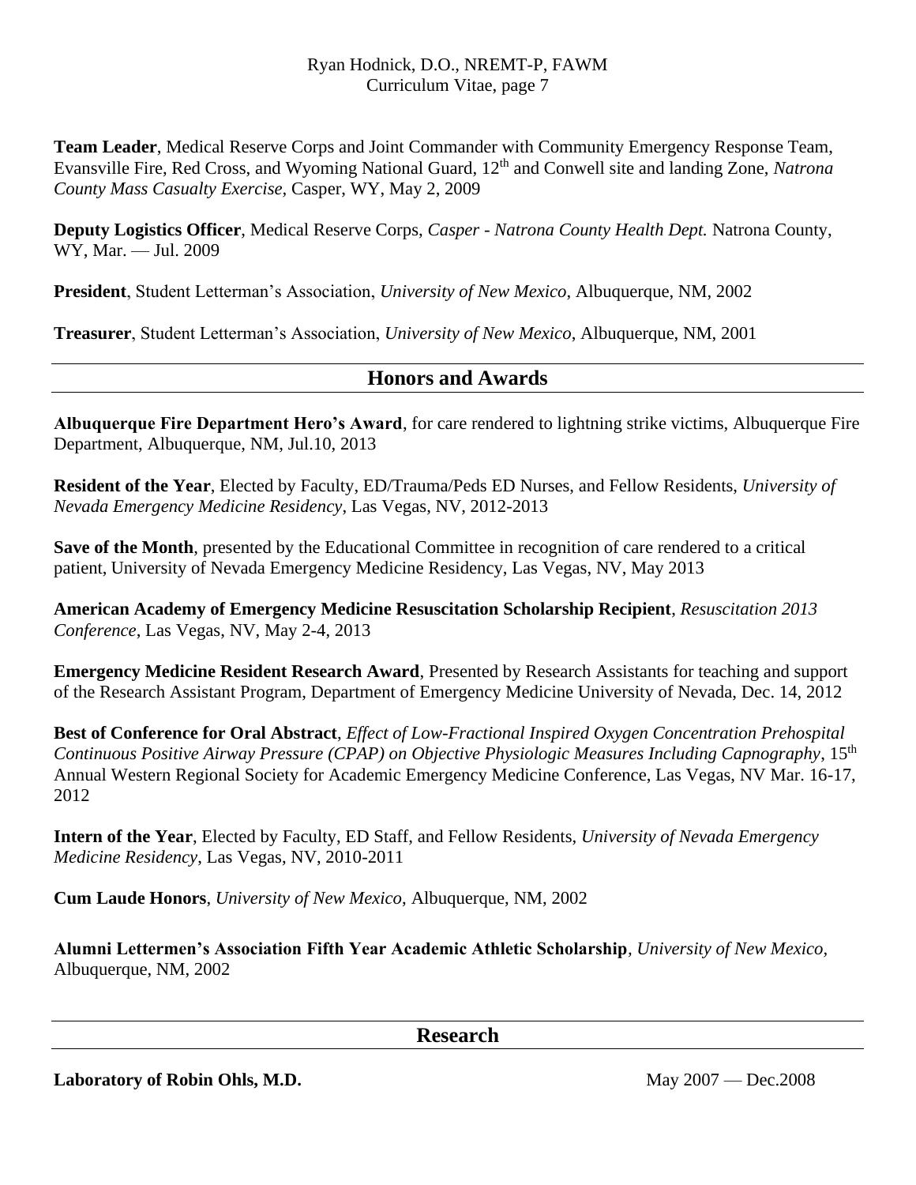**Team Leader**, Medical Reserve Corps and Joint Commander with Community Emergency Response Team, Evansville Fire, Red Cross, and Wyoming National Guard, 12th and Conwell site and landing Zone, *Natrona County Mass Casualty Exercise*, Casper, WY, May 2, 2009

**Deputy Logistics Officer**, Medical Reserve Corps, *Casper - Natrona County Health Dept.* Natrona County, WY, Mar. — Jul. 2009

**President**, Student Letterman's Association, *University of New Mexico*, Albuquerque, NM, 2002

**Treasurer**, Student Letterman's Association, *University of New Mexico*, Albuquerque, NM, 2001

## Honors and Awards

**Albuquerque Fire Department Hero's Award**, for care rendered to lightning strike victims, Albuquerque Fire Department, Albuquerque, NM, Jul.10, 2013

**Resident of the Year**, Elected by Faculty, ED/Trauma/Peds ED Nurses, and Fellow Residents, *University of Nevada Emergency Medicine Residency*, Las Vegas, NV, 2012-2013

**Save of the Month**, presented by the Educational Committee in recognition of care rendered to a critical patient, University of Nevada Emergency Medicine Residency, Las Vegas, NV, May 2013

**American Academy of Emergency Medicine Resuscitation Scholarship Recipient**, *Resuscitation 2013 Conference*, Las Vegas, NV, May 2-4, 2013

**Emergency Medicine Resident Research Award**, Presented by Research Assistants for teaching and support of the Research Assistant Program, Department of Emergency Medicine University of Nevada, Dec. 14, 2012

**Best of Conference for Oral Abstract**, *Effect of Low-Fractional Inspired Oxygen Concentration Prehospital Continuous Positive Airway Pressure (CPAP) on Objective Physiologic Measures Including Capnography*, 15th Annual Western Regional Society for Academic Emergency Medicine Conference, Las Vegas, NV Mar. 16-17, 2012

**Intern of the Year**, Elected by Faculty, ED Staff, and Fellow Residents, *University of Nevada Emergency Medicine Residency*, Las Vegas, NV, 2010-2011

**Cum Laude Honors**, *University of New Mexico*, Albuquerque, NM, 2002

**Alumni Lettermen's Association Fifth Year Academic Athletic Scholarship**, *University of New Mexico*, Albuquerque, NM, 2002

## Research

**Laboratory of Robin Ohls, M.D.** May 2007 — Dec.2008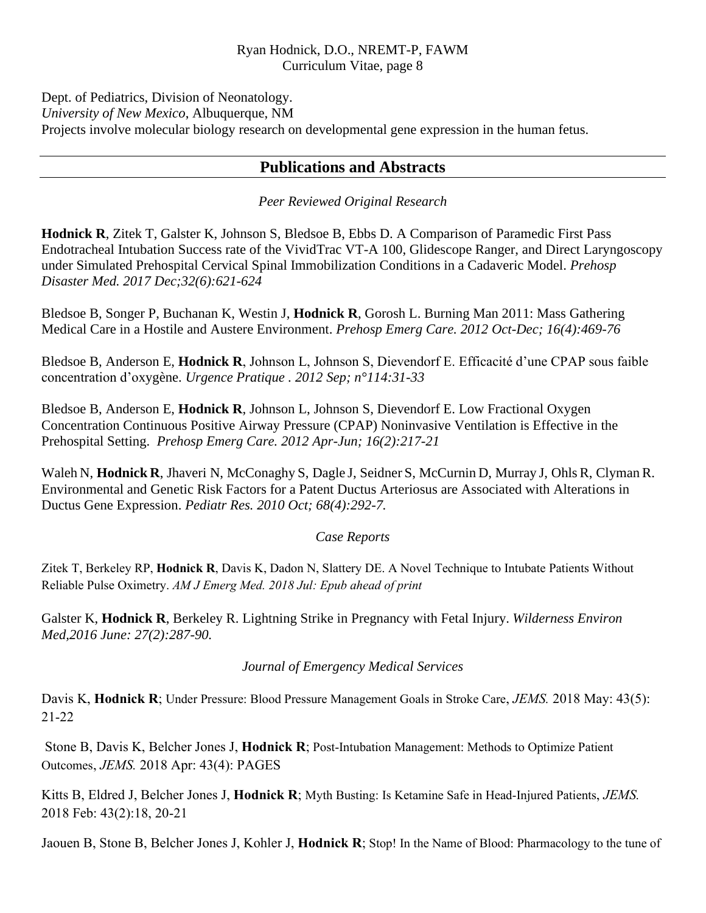Dept. of Pediatrics, Division of Neonatology.
*University of New Mexico*, Albuquerque, NM
Projects involve molecular biology research on developmental gene expression in the human fetus.

## Publications and Abstracts

### *Peer Reviewed Original Research*

**Hodnick R**, Zitek T, Galster K, Johnson S, Bledsoe B, Ebbs D. A Comparison of Paramedic First Pass Endotracheal Intubation Success rate of the VividTrac VT-A 100, Glidescope Ranger, and Direct Laryngoscopy under Simulated Prehospital Cervical Spinal Immobilization Conditions in a Cadaveric Model. *Prehosp Disaster Med. 2017 Dec;32(6):621-624*

Bledsoe B, Songer P, Buchanan K, Westin J, **Hodnick R**, Gorosh L. Burning Man 2011: Mass Gathering Medical Care in a Hostile and Austere Environment. *Prehosp Emerg Care. 2012 Oct-Dec; 16(4):469-76*

Bledsoe B, Anderson E, **Hodnick R**, Johnson L, Johnson S, Dievendorf E. Efficacité d'une CPAP sous faible concentration d'oxygène. *Urgence Pratique . 2012 Sep; n°114:31-33*

Bledsoe B, Anderson E, **Hodnick R**, Johnson L, Johnson S, Dievendorf E. Low Fractional Oxygen Concentration Continuous Positive Airway Pressure (CPAP) Noninvasive Ventilation is Effective in the Prehospital Setting. *Prehosp Emerg Care. 2012 Apr-Jun; 16(2):217-21*

Waleh N, **Hodnick R**, Jhaveri N, McConaghy S, Dagle J, Seidner S, McCurnin D, Murray J, Ohls R, Clyman R. Environmental and Genetic Risk Factors for a Patent Ductus Arteriosus are Associated with Alterations in Ductus Gene Expression. *Pediatr Res. 2010 Oct; 68(4):292-7.*

### *Case Reports*

Zitek T, Berkeley RP, **Hodnick R**, Davis K, Dadon N, Slattery DE. A Novel Technique to Intubate Patients Without Reliable Pulse Oximetry. *AM J Emerg Med. 2018 Jul: Epub ahead of print*

Galster K, **Hodnick R**, Berkeley R. Lightning Strike in Pregnancy with Fetal Injury. *Wilderness Environ Med,2016 June: 27(2):287-90.*

### *Journal of Emergency Medical Services*

Davis K, **Hodnick R**; Under Pressure: Blood Pressure Management Goals in Stroke Care, *JEMS.* 2018 May: 43(5): 21-22

Stone B, Davis K, Belcher Jones J, **Hodnick R**; Post-Intubation Management: Methods to Optimize Patient Outcomes, *JEMS.* 2018 Apr: 43(4): PAGES

Kitts B, Eldred J, Belcher Jones J, **Hodnick R**; Myth Busting: Is Ketamine Safe in Head-Injured Patients, *JEMS.* 2018 Feb: 43(2):18, 20-21

Jaouen B, Stone B, Belcher Jones J, Kohler J, **Hodnick R**; Stop! In the Name of Blood: Pharmacology to the tune of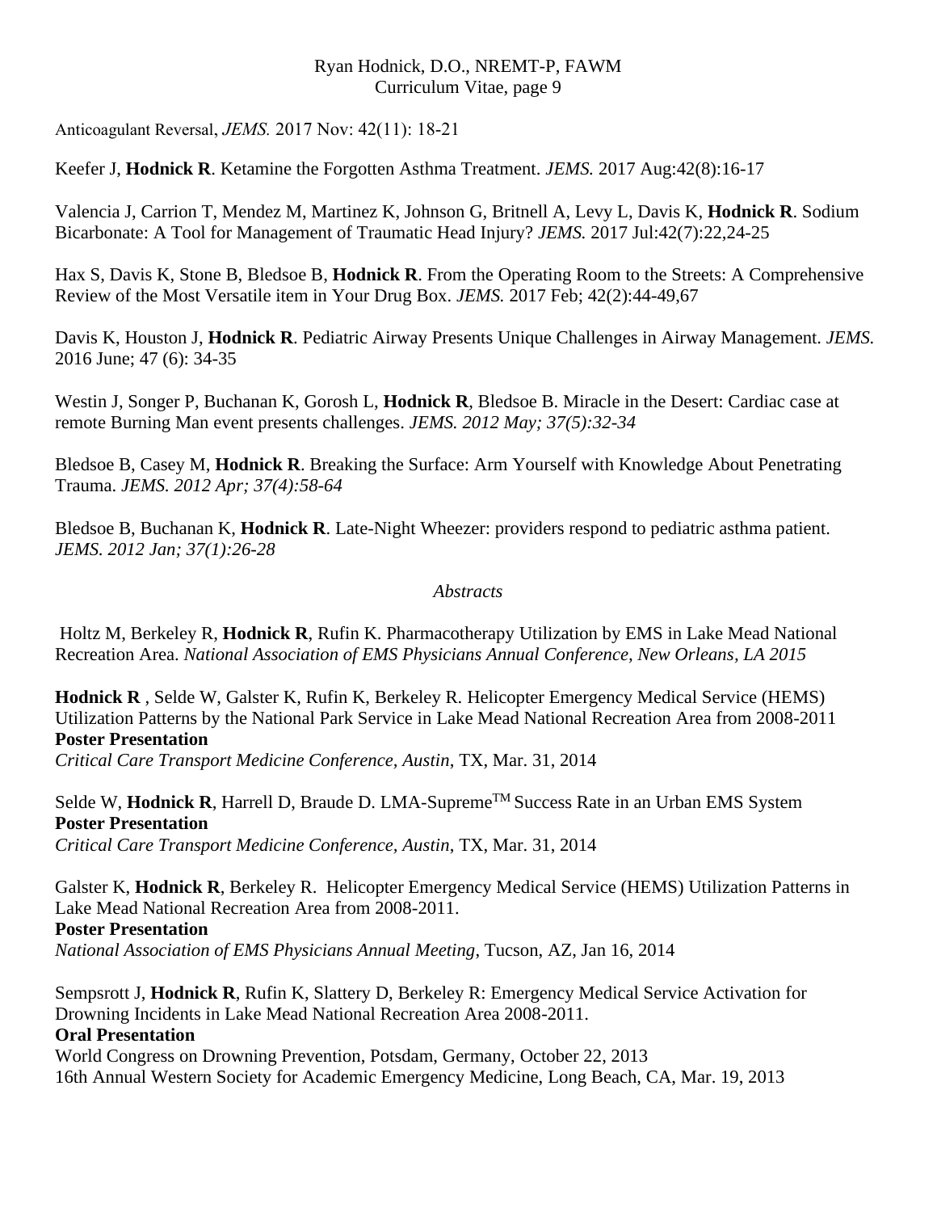Anticoagulant Reversal, *JEMS.* 2017 Nov: 42(11): 18-21

Keefer J, **Hodnick R**. Ketamine the Forgotten Asthma Treatment. *JEMS.* 2017 Aug:42(8):16-17

Valencia J, Carrion T, Mendez M, Martinez K, Johnson G, Britnell A, Levy L, Davis K, **Hodnick R**. Sodium Bicarbonate: A Tool for Management of Traumatic Head Injury? *JEMS.* 2017 Jul:42(7):22,24-25

Hax S, Davis K, Stone B, Bledsoe B, **Hodnick R**. From the Operating Room to the Streets: A Comprehensive Review of the Most Versatile item in Your Drug Box. *JEMS.* 2017 Feb; 42(2):44-49,67

Davis K, Houston J, **Hodnick R**. Pediatric Airway Presents Unique Challenges in Airway Management. *JEMS.* 2016 June; 47 (6): 34-35

Westin J, Songer P, Buchanan K, Gorosh L, **Hodnick R**, Bledsoe B. Miracle in the Desert: Cardiac case at remote Burning Man event presents challenges. *JEMS. 2012 May; 37(5):32-34*

Bledsoe B, Casey M, **Hodnick R**. Breaking the Surface: Arm Yourself with Knowledge About Penetrating Trauma. *JEMS. 2012 Apr; 37(4):58-64*

Bledsoe B, Buchanan K, **Hodnick R**. Late-Night Wheezer: providers respond to pediatric asthma patient. *JEMS. 2012 Jan; 37(1):26-28*

*Abstracts*

Holtz M, Berkeley R, **Hodnick R**, Rufin K. Pharmacotherapy Utilization by EMS in Lake Mead National Recreation Area. *National Association of EMS Physicians Annual Conference, New Orleans, LA 2015*

**Hodnick R** , Selde W, Galster K, Rufin K, Berkeley R. Helicopter Emergency Medical Service (HEMS) Utilization Patterns by the National Park Service in Lake Mead National Recreation Area from 2008-2011
**Poster Presentation**
*Critical Care Transport Medicine Conference, Austin*, TX, Mar. 31, 2014

Selde W, **Hodnick R**, Harrell D, Braude D. LMA-Supreme™ Success Rate in an Urban EMS System
**Poster Presentation**
*Critical Care Transport Medicine Conference, Austin*, TX, Mar. 31, 2014

Galster K, **Hodnick R**, Berkeley R. Helicopter Emergency Medical Service (HEMS) Utilization Patterns in Lake Mead National Recreation Area from 2008-2011.
**Poster Presentation**
*National Association of EMS Physicians Annual Meeting*, Tucson, AZ, Jan 16, 2014

Sempsrott J, **Hodnick R**, Rufin K, Slattery D, Berkeley R: Emergency Medical Service Activation for Drowning Incidents in Lake Mead National Recreation Area 2008-2011.
**Oral Presentation**
World Congress on Drowning Prevention, Potsdam, Germany, October 22, 2013
16th Annual Western Society for Academic Emergency Medicine, Long Beach, CA, Mar. 19, 2013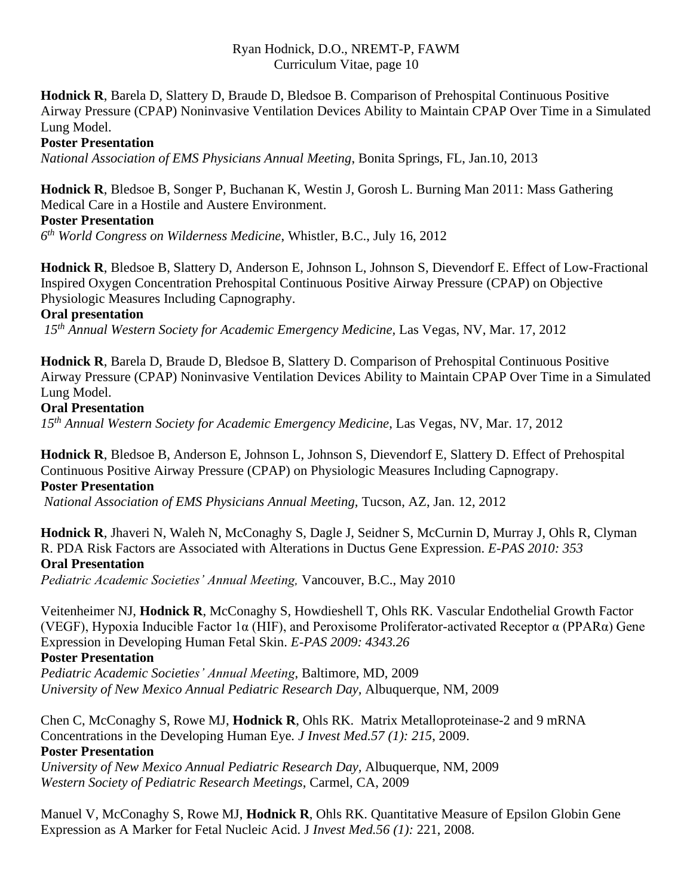**Hodnick R**, Barela D, Slattery D, Braude D, Bledsoe B. Comparison of Prehospital Continuous Positive Airway Pressure (CPAP) Noninvasive Ventilation Devices Ability to Maintain CPAP Over Time in a Simulated Lung Model.
**Poster Presentation**
*National Association of EMS Physicians Annual Meeting*, Bonita Springs, FL, Jan.10, 2013

**Hodnick R**, Bledsoe B, Songer P, Buchanan K, Westin J, Gorosh L. Burning Man 2011: Mass Gathering Medical Care in a Hostile and Austere Environment.
**Poster Presentation**
*6th World Congress on Wilderness Medicine*, Whistler, B.C., July 16, 2012

**Hodnick R**, Bledsoe B, Slattery D, Anderson E, Johnson L, Johnson S, Dievendorf E. Effect of Low-Fractional Inspired Oxygen Concentration Prehospital Continuous Positive Airway Pressure (CPAP) on Objective Physiologic Measures Including Capnography.
**Oral presentation**
*15th Annual Western Society for Academic Emergency Medicine*, Las Vegas, NV, Mar. 17, 2012

**Hodnick R**, Barela D, Braude D, Bledsoe B, Slattery D. Comparison of Prehospital Continuous Positive Airway Pressure (CPAP) Noninvasive Ventilation Devices Ability to Maintain CPAP Over Time in a Simulated Lung Model.
**Oral Presentation**
*15th Annual Western Society for Academic Emergency Medicine*, Las Vegas, NV, Mar. 17, 2012

**Hodnick R**, Bledsoe B, Anderson E, Johnson L, Johnson S, Dievendorf E, Slattery D. Effect of Prehospital Continuous Positive Airway Pressure (CPAP) on Physiologic Measures Including Capnograpy.
**Poster Presentation**
*National Association of EMS Physicians Annual Meeting*, Tucson, AZ, Jan. 12, 2012

**Hodnick R**, Jhaveri N, Waleh N, McConaghy S, Dagle J, Seidner S, McCurnin D, Murray J, Ohls R, Clyman R. PDA Risk Factors are Associated with Alterations in Ductus Gene Expression. *E-PAS 2010: 353*
**Oral Presentation**
*Pediatric Academic Societies' Annual Meeting,* Vancouver, B.C., May 2010

Veitenheimer NJ, **Hodnick R**, McConaghy S, Howdieshell T, Ohls RK. Vascular Endothelial Growth Factor (VEGF), Hypoxia Inducible Factor 1α (HIF), and Peroxisome Proliferator-activated Receptor α (PPARα) Gene Expression in Developing Human Fetal Skin. *E-PAS 2009: 4343.26*
**Poster Presentation**
*Pediatric Academic Societies' Annual Meeting*, Baltimore, MD, 2009
*University of New Mexico Annual Pediatric Research Day*, Albuquerque, NM, 2009

Chen C, McConaghy S, Rowe MJ, **Hodnick R**, Ohls RK. Matrix Metalloproteinase-2 and 9 mRNA Concentrations in the Developing Human Eye. *J Invest Med.57 (1): 215*, 2009.
**Poster Presentation**
*University of New Mexico Annual Pediatric Research Day*, Albuquerque, NM, 2009
*Western Society of Pediatric Research Meetings*, Carmel, CA, 2009

Manuel V, McConaghy S, Rowe MJ, **Hodnick R**, Ohls RK. Quantitative Measure of Epsilon Globin Gene Expression as A Marker for Fetal Nucleic Acid. J *Invest Med.56 (1):* 221, 2008.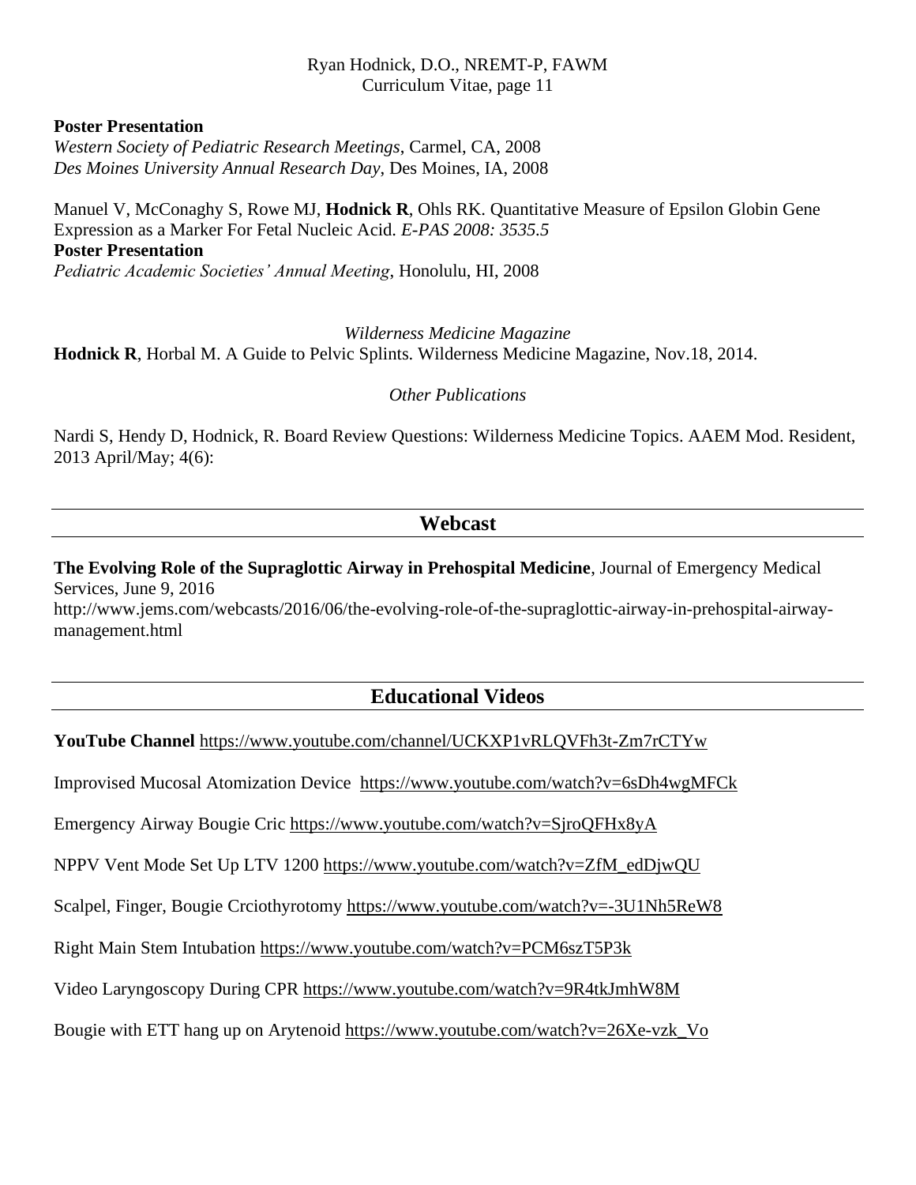**Poster Presentation**
*Western Society of Pediatric Research Meetings*, Carmel, CA, 2008
*Des Moines University Annual Research Day*, Des Moines, IA, 2008

Manuel V, McConaghy S, Rowe MJ, **Hodnick R**, Ohls RK. Quantitative Measure of Epsilon Globin Gene Expression as a Marker For Fetal Nucleic Acid. *E-PAS 2008: 3535.5*
**Poster Presentation**
*Pediatric Academic Societies' Annual Meeting*, Honolulu, HI, 2008

*Wilderness Medicine Magazine*

**Hodnick R**, Horbal M. A Guide to Pelvic Splints. Wilderness Medicine Magazine, Nov.18, 2014.

*Other Publications*

Nardi S, Hendy D, Hodnick, R. Board Review Questions: Wilderness Medicine Topics. AAEM Mod. Resident, 2013 April/May; 4(6):

## Webcast

**The Evolving Role of the Supraglottic Airway in Prehospital Medicine**, Journal of Emergency Medical Services, June 9, 2016
http://www.jems.com/webcasts/2016/06/the-evolving-role-of-the-supraglottic-airway-in-prehospital-airway-management.html

## Educational Videos

**YouTube Channel** https://www.youtube.com/channel/UCKXP1vRLQVFh3t-Zm7rCTYw

Improvised Mucosal Atomization Device https://www.youtube.com/watch?v=6sDh4wgMFCk

Emergency Airway Bougie Cric https://www.youtube.com/watch?v=SjroQFHx8yA

NPPV Vent Mode Set Up LTV 1200 https://www.youtube.com/watch?v=ZfM_edDjwQU

Scalpel, Finger, Bougie Crciothyrotomy https://www.youtube.com/watch?v=-3U1Nh5ReW8

Right Main Stem Intubation https://www.youtube.com/watch?v=PCM6szT5P3k

Video Laryngoscopy During CPR https://www.youtube.com/watch?v=9R4tkJmhW8M

Bougie with ETT hang up on Arytenoid https://www.youtube.com/watch?v=26Xe-vzk_Vo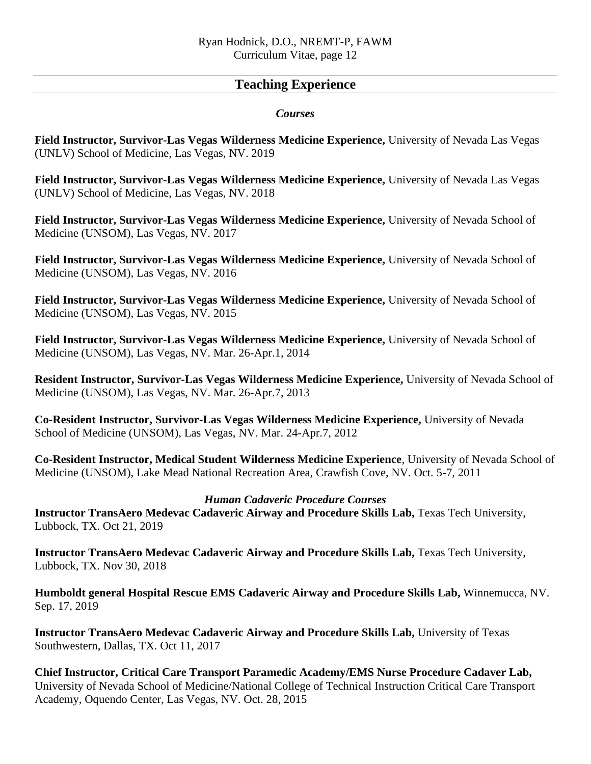## Teaching Experience

### *Courses*

**Field Instructor, Survivor-Las Vegas Wilderness Medicine Experience,** University of Nevada Las Vegas (UNLV) School of Medicine, Las Vegas, NV. 2019

**Field Instructor, Survivor-Las Vegas Wilderness Medicine Experience,** University of Nevada Las Vegas (UNLV) School of Medicine, Las Vegas, NV. 2018

**Field Instructor, Survivor-Las Vegas Wilderness Medicine Experience,** University of Nevada School of Medicine (UNSOM), Las Vegas, NV. 2017

**Field Instructor, Survivor-Las Vegas Wilderness Medicine Experience,** University of Nevada School of Medicine (UNSOM), Las Vegas, NV. 2016

**Field Instructor, Survivor-Las Vegas Wilderness Medicine Experience,** University of Nevada School of Medicine (UNSOM), Las Vegas, NV. 2015

**Field Instructor, Survivor-Las Vegas Wilderness Medicine Experience,** University of Nevada School of Medicine (UNSOM), Las Vegas, NV. Mar. 26-Apr.1, 2014

**Resident Instructor, Survivor-Las Vegas Wilderness Medicine Experience,** University of Nevada School of Medicine (UNSOM), Las Vegas, NV. Mar. 26-Apr.7, 2013

**Co-Resident Instructor, Survivor-Las Vegas Wilderness Medicine Experience,** University of Nevada School of Medicine (UNSOM), Las Vegas, NV. Mar. 24-Apr.7, 2012

**Co-Resident Instructor, Medical Student Wilderness Medicine Experience**, University of Nevada School of Medicine (UNSOM), Lake Mead National Recreation Area, Crawfish Cove, NV. Oct. 5-7, 2011

### *Human Cadaveric Procedure Courses*

**Instructor TransAero Medevac Cadaveric Airway and Procedure Skills Lab,** Texas Tech University, Lubbock, TX. Oct 21, 2019

**Instructor TransAero Medevac Cadaveric Airway and Procedure Skills Lab,** Texas Tech University, Lubbock, TX. Nov 30, 2018

**Humboldt general Hospital Rescue EMS Cadaveric Airway and Procedure Skills Lab,** Winnemucca, NV. Sep. 17, 2019

**Instructor TransAero Medevac Cadaveric Airway and Procedure Skills Lab,** University of Texas Southwestern, Dallas, TX. Oct 11, 2017

**Chief Instructor, Critical Care Transport Paramedic Academy/EMS Nurse Procedure Cadaver Lab,** University of Nevada School of Medicine/National College of Technical Instruction Critical Care Transport Academy, Oquendo Center, Las Vegas, NV. Oct. 28, 2015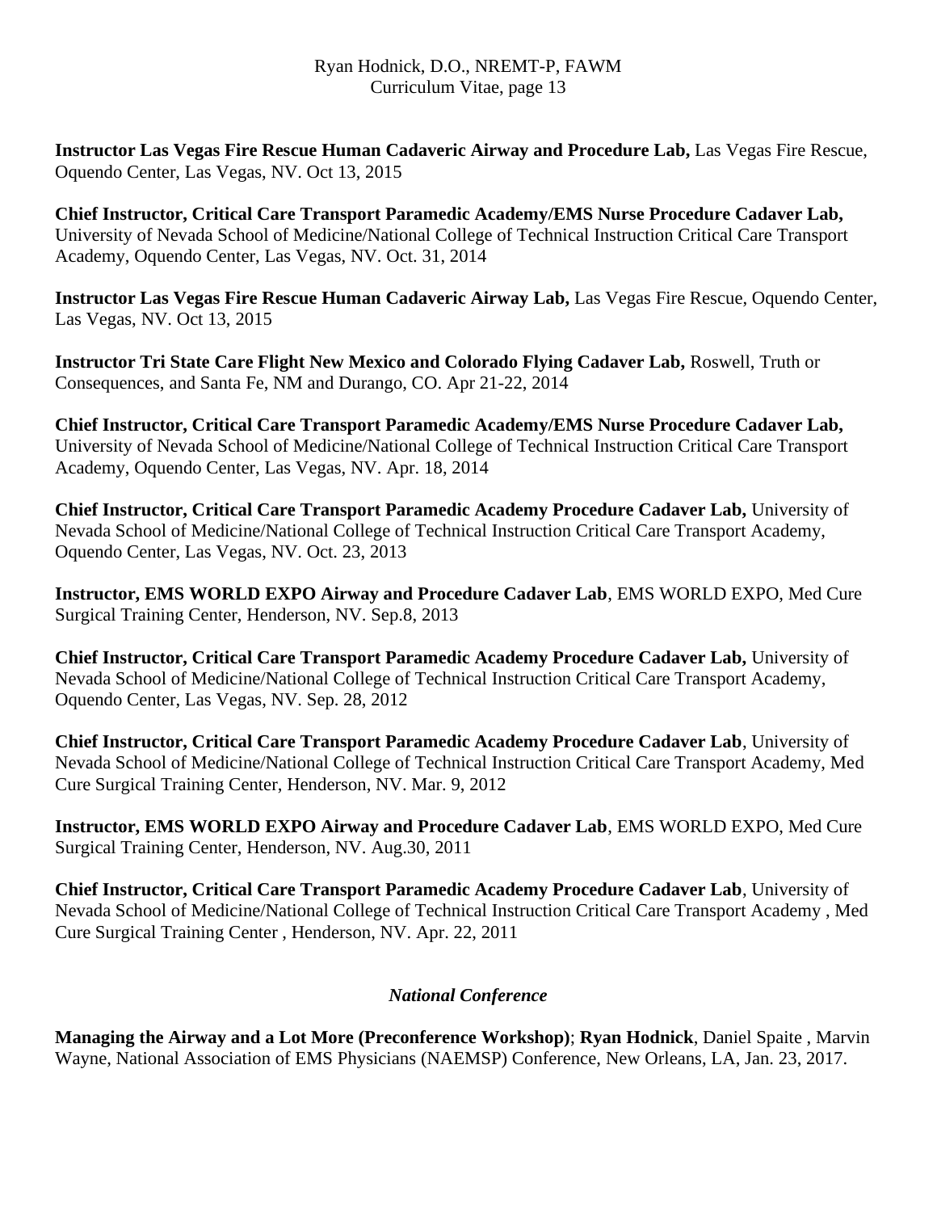**Instructor Las Vegas Fire Rescue Human Cadaveric Airway and Procedure Lab,** Las Vegas Fire Rescue, Oquendo Center, Las Vegas, NV. Oct 13, 2015

**Chief Instructor, Critical Care Transport Paramedic Academy/EMS Nurse Procedure Cadaver Lab,** University of Nevada School of Medicine/National College of Technical Instruction Critical Care Transport Academy, Oquendo Center, Las Vegas, NV. Oct. 31, 2014

**Instructor Las Vegas Fire Rescue Human Cadaveric Airway Lab,** Las Vegas Fire Rescue, Oquendo Center, Las Vegas, NV. Oct 13, 2015

**Instructor Tri State Care Flight New Mexico and Colorado Flying Cadaver Lab,** Roswell, Truth or Consequences, and Santa Fe, NM and Durango, CO. Apr 21-22, 2014

**Chief Instructor, Critical Care Transport Paramedic Academy/EMS Nurse Procedure Cadaver Lab,** University of Nevada School of Medicine/National College of Technical Instruction Critical Care Transport Academy, Oquendo Center, Las Vegas, NV. Apr. 18, 2014

**Chief Instructor, Critical Care Transport Paramedic Academy Procedure Cadaver Lab,** University of Nevada School of Medicine/National College of Technical Instruction Critical Care Transport Academy, Oquendo Center, Las Vegas, NV. Oct. 23, 2013

**Instructor, EMS WORLD EXPO Airway and Procedure Cadaver Lab**, EMS WORLD EXPO, Med Cure Surgical Training Center, Henderson, NV. Sep.8, 2013

**Chief Instructor, Critical Care Transport Paramedic Academy Procedure Cadaver Lab,** University of Nevada School of Medicine/National College of Technical Instruction Critical Care Transport Academy, Oquendo Center, Las Vegas, NV. Sep. 28, 2012

**Chief Instructor, Critical Care Transport Paramedic Academy Procedure Cadaver Lab**, University of Nevada School of Medicine/National College of Technical Instruction Critical Care Transport Academy, Med Cure Surgical Training Center, Henderson, NV. Mar. 9, 2012

**Instructor, EMS WORLD EXPO Airway and Procedure Cadaver Lab**, EMS WORLD EXPO, Med Cure Surgical Training Center, Henderson, NV. Aug.30, 2011

**Chief Instructor, Critical Care Transport Paramedic Academy Procedure Cadaver Lab**, University of Nevada School of Medicine/National College of Technical Instruction Critical Care Transport Academy , Med Cure Surgical Training Center , Henderson, NV. Apr. 22, 2011

### *National Conference*

**Managing the Airway and a Lot More (Preconference Workshop)**; **Ryan Hodnick**, Daniel Spaite , Marvin Wayne, National Association of EMS Physicians (NAEMSP) Conference, New Orleans, LA, Jan. 23, 2017.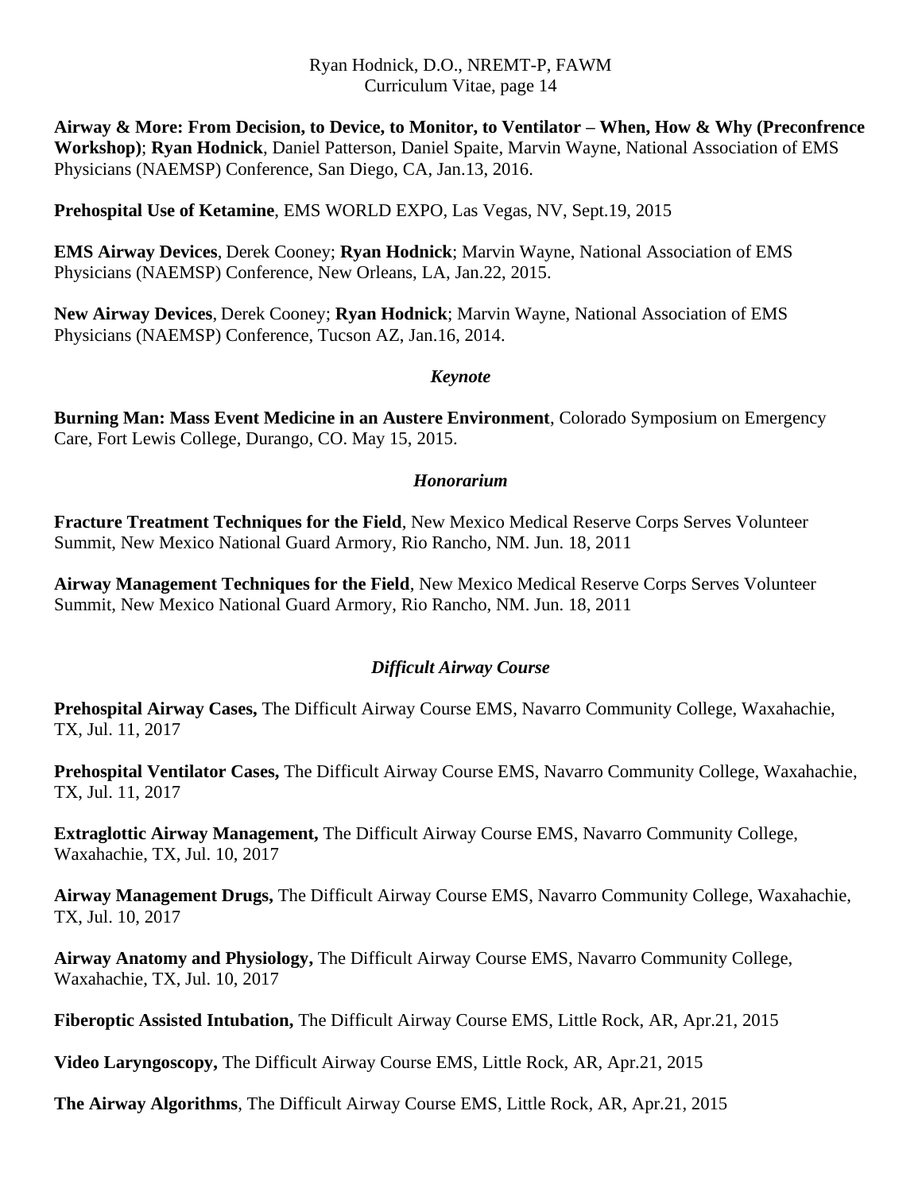**Airway & More: From Decision, to Device, to Monitor, to Ventilator – When, How & Why (Preconfrence Workshop)**; **Ryan Hodnick**, Daniel Patterson, Daniel Spaite, Marvin Wayne, National Association of EMS Physicians (NAEMSP) Conference, San Diego, CA, Jan.13, 2016.

**Prehospital Use of Ketamine**, EMS WORLD EXPO, Las Vegas, NV, Sept.19, 2015

**EMS Airway Devices**, Derek Cooney; **Ryan Hodnick**; Marvin Wayne, National Association of EMS Physicians (NAEMSP) Conference, New Orleans, LA, Jan.22, 2015.

**New Airway Devices**, Derek Cooney; **Ryan Hodnick**; Marvin Wayne, National Association of EMS Physicians (NAEMSP) Conference, Tucson AZ, Jan.16, 2014.

### *Keynote*

**Burning Man: Mass Event Medicine in an Austere Environment**, Colorado Symposium on Emergency Care, Fort Lewis College, Durango, CO. May 15, 2015.

### *Honorarium*

**Fracture Treatment Techniques for the Field**, New Mexico Medical Reserve Corps Serves Volunteer Summit, New Mexico National Guard Armory, Rio Rancho, NM. Jun. 18, 2011

**Airway Management Techniques for the Field**, New Mexico Medical Reserve Corps Serves Volunteer Summit, New Mexico National Guard Armory, Rio Rancho, NM. Jun. 18, 2011

### *Difficult Airway Course*

**Prehospital Airway Cases,** The Difficult Airway Course EMS, Navarro Community College, Waxahachie, TX, Jul. 11, 2017

**Prehospital Ventilator Cases,** The Difficult Airway Course EMS, Navarro Community College, Waxahachie, TX, Jul. 11, 2017

**Extraglottic Airway Management,** The Difficult Airway Course EMS, Navarro Community College, Waxahachie, TX, Jul. 10, 2017

**Airway Management Drugs,** The Difficult Airway Course EMS, Navarro Community College, Waxahachie, TX, Jul. 10, 2017

**Airway Anatomy and Physiology,** The Difficult Airway Course EMS, Navarro Community College, Waxahachie, TX, Jul. 10, 2017

**Fiberoptic Assisted Intubation,** The Difficult Airway Course EMS, Little Rock, AR, Apr.21, 2015

**Video Laryngoscopy,** The Difficult Airway Course EMS, Little Rock, AR, Apr.21, 2015

**The Airway Algorithms**, The Difficult Airway Course EMS, Little Rock, AR, Apr.21, 2015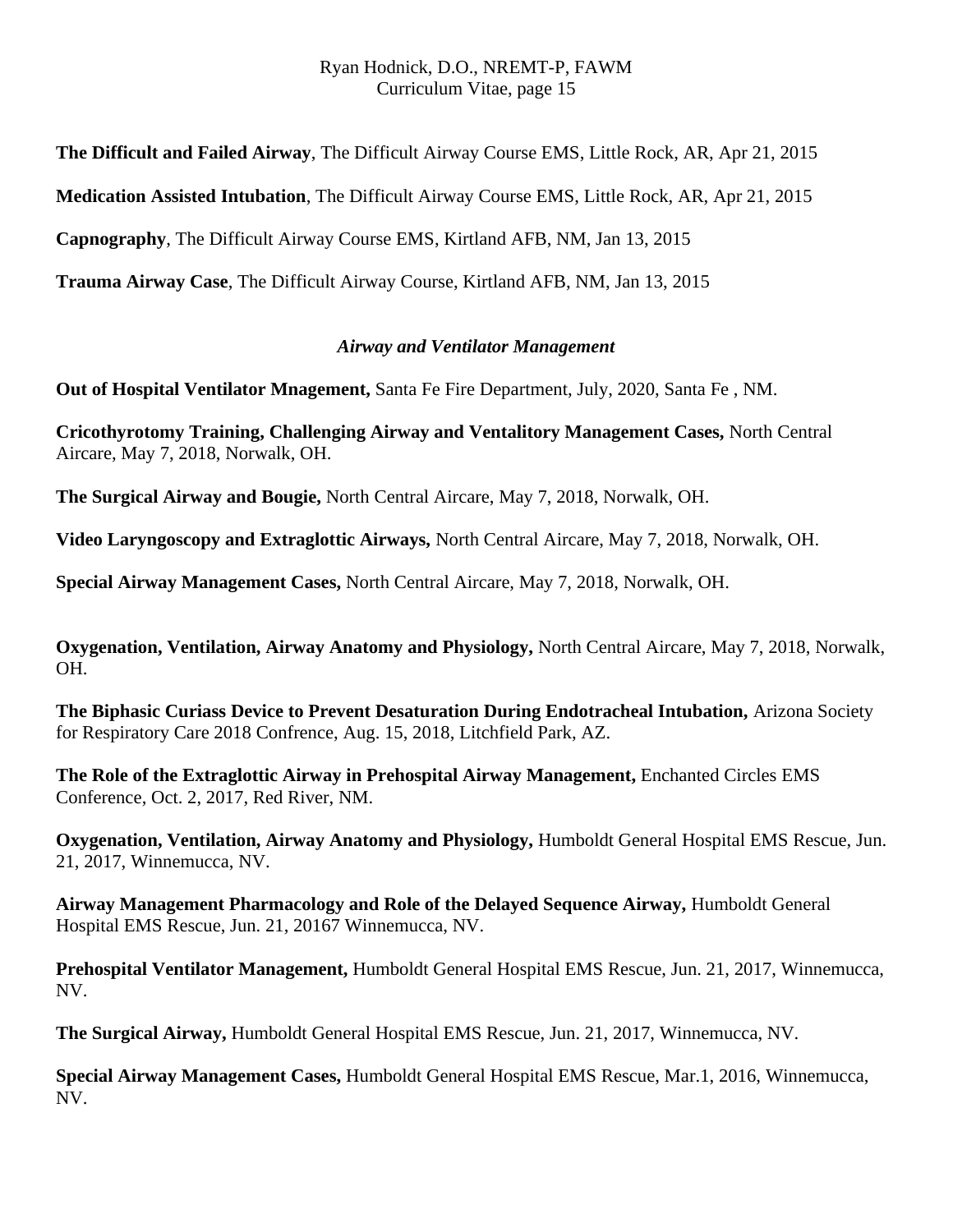**The Difficult and Failed Airway**, The Difficult Airway Course EMS, Little Rock, AR, Apr 21, 2015

**Medication Assisted Intubation**, The Difficult Airway Course EMS, Little Rock, AR, Apr 21, 2015

**Capnography**, The Difficult Airway Course EMS, Kirtland AFB, NM, Jan 13, 2015

**Trauma Airway Case**, The Difficult Airway Course, Kirtland AFB, NM, Jan 13, 2015

### *Airway and Ventilator Management*

**Out of Hospital Ventilator Mnagement,** Santa Fe Fire Department, July, 2020, Santa Fe , NM.

**Cricothyrotomy Training, Challenging Airway and Ventalitory Management Cases,** North Central Aircare, May 7, 2018, Norwalk, OH.

**The Surgical Airway and Bougie,** North Central Aircare, May 7, 2018, Norwalk, OH.

**Video Laryngoscopy and Extraglottic Airways,** North Central Aircare, May 7, 2018, Norwalk, OH.

**Special Airway Management Cases,** North Central Aircare, May 7, 2018, Norwalk, OH.

**Oxygenation, Ventilation, Airway Anatomy and Physiology,** North Central Aircare, May 7, 2018, Norwalk, OH.

**The Biphasic Curiass Device to Prevent Desaturation During Endotracheal Intubation,** Arizona Society for Respiratory Care 2018 Confrence, Aug. 15, 2018, Litchfield Park, AZ.

**The Role of the Extraglottic Airway in Prehospital Airway Management,** Enchanted Circles EMS Conference, Oct. 2, 2017, Red River, NM.

**Oxygenation, Ventilation, Airway Anatomy and Physiology,** Humboldt General Hospital EMS Rescue, Jun. 21, 2017, Winnemucca, NV.

**Airway Management Pharmacology and Role of the Delayed Sequence Airway,** Humboldt General Hospital EMS Rescue, Jun. 21, 20167 Winnemucca, NV.

**Prehospital Ventilator Management,** Humboldt General Hospital EMS Rescue, Jun. 21, 2017, Winnemucca, NV.

**The Surgical Airway,** Humboldt General Hospital EMS Rescue, Jun. 21, 2017, Winnemucca, NV.

**Special Airway Management Cases,** Humboldt General Hospital EMS Rescue, Mar.1, 2016, Winnemucca, NV.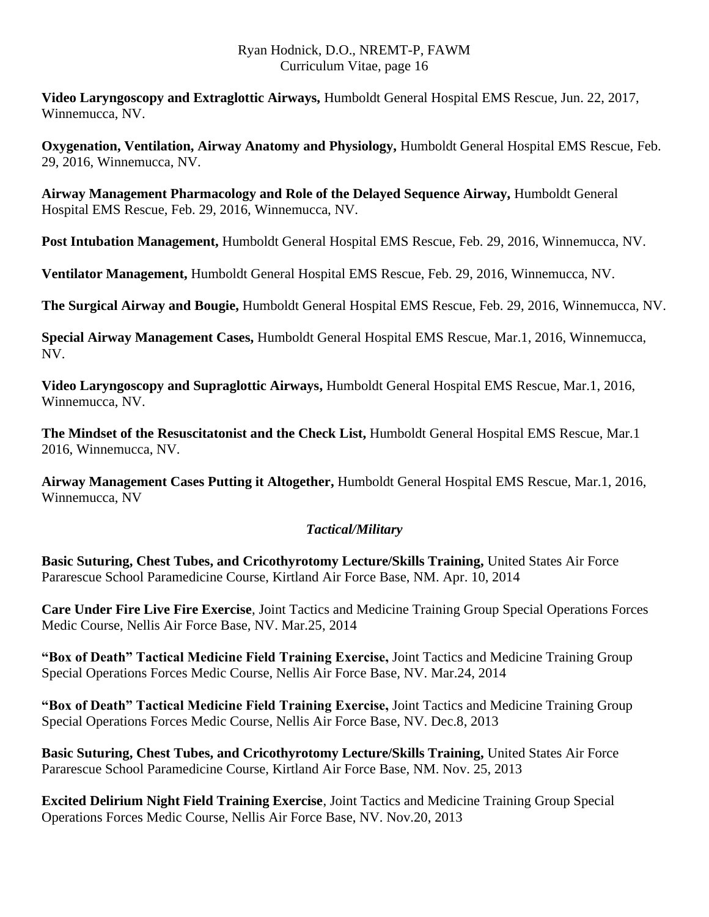**Video Laryngoscopy and Extraglottic Airways,** Humboldt General Hospital EMS Rescue, Jun. 22, 2017, Winnemucca, NV.

**Oxygenation, Ventilation, Airway Anatomy and Physiology,** Humboldt General Hospital EMS Rescue, Feb. 29, 2016, Winnemucca, NV.

**Airway Management Pharmacology and Role of the Delayed Sequence Airway,** Humboldt General Hospital EMS Rescue, Feb. 29, 2016, Winnemucca, NV.

**Post Intubation Management,** Humboldt General Hospital EMS Rescue, Feb. 29, 2016, Winnemucca, NV.

**Ventilator Management,** Humboldt General Hospital EMS Rescue, Feb. 29, 2016, Winnemucca, NV.

**The Surgical Airway and Bougie,** Humboldt General Hospital EMS Rescue, Feb. 29, 2016, Winnemucca, NV.

**Special Airway Management Cases,** Humboldt General Hospital EMS Rescue, Mar.1, 2016, Winnemucca, NV.

**Video Laryngoscopy and Supraglottic Airways,** Humboldt General Hospital EMS Rescue, Mar.1, 2016, Winnemucca, NV.

**The Mindset of the Resuscitatonist and the Check List,** Humboldt General Hospital EMS Rescue, Mar.1 2016, Winnemucca, NV.

**Airway Management Cases Putting it Altogether,** Humboldt General Hospital EMS Rescue, Mar.1, 2016, Winnemucca, NV

### *Tactical/Military*

**Basic Suturing, Chest Tubes, and Cricothyrotomy Lecture/Skills Training,** United States Air Force Pararescue School Paramedicine Course, Kirtland Air Force Base, NM. Apr. 10, 2014

**Care Under Fire Live Fire Exercise**, Joint Tactics and Medicine Training Group Special Operations Forces Medic Course, Nellis Air Force Base, NV. Mar.25, 2014

**"Box of Death" Tactical Medicine Field Training Exercise,** Joint Tactics and Medicine Training Group Special Operations Forces Medic Course, Nellis Air Force Base, NV. Mar.24, 2014

**"Box of Death" Tactical Medicine Field Training Exercise,** Joint Tactics and Medicine Training Group Special Operations Forces Medic Course, Nellis Air Force Base, NV. Dec.8, 2013

**Basic Suturing, Chest Tubes, and Cricothyrotomy Lecture/Skills Training,** United States Air Force Pararescue School Paramedicine Course, Kirtland Air Force Base, NM. Nov. 25, 2013

**Excited Delirium Night Field Training Exercise**, Joint Tactics and Medicine Training Group Special Operations Forces Medic Course, Nellis Air Force Base, NV. Nov.20, 2013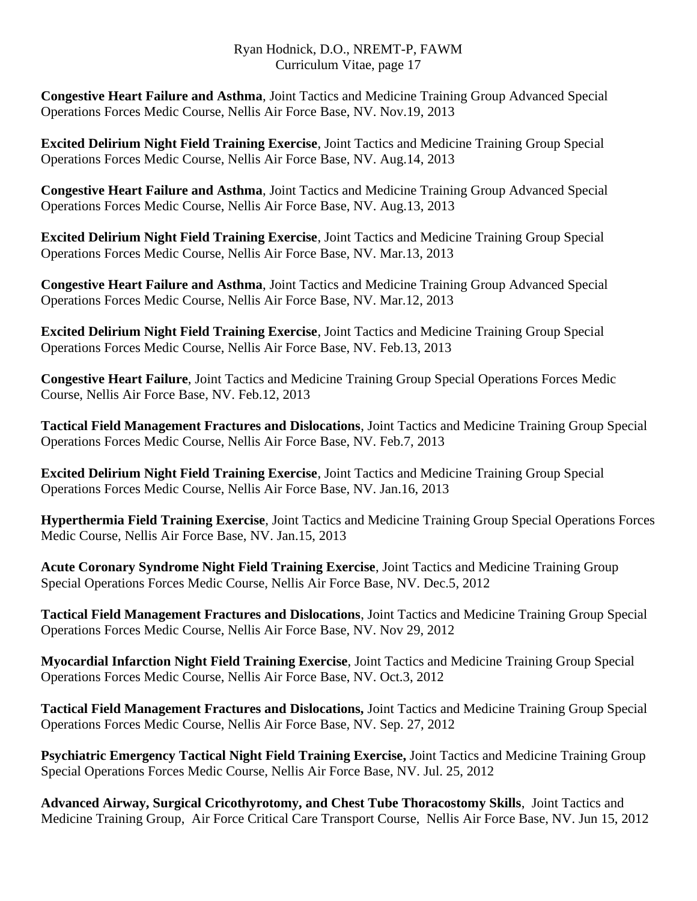**Congestive Heart Failure and Asthma**, Joint Tactics and Medicine Training Group Advanced Special Operations Forces Medic Course, Nellis Air Force Base, NV. Nov.19, 2013

**Excited Delirium Night Field Training Exercise**, Joint Tactics and Medicine Training Group Special Operations Forces Medic Course, Nellis Air Force Base, NV. Aug.14, 2013

**Congestive Heart Failure and Asthma**, Joint Tactics and Medicine Training Group Advanced Special Operations Forces Medic Course, Nellis Air Force Base, NV. Aug.13, 2013

**Excited Delirium Night Field Training Exercise**, Joint Tactics and Medicine Training Group Special Operations Forces Medic Course, Nellis Air Force Base, NV. Mar.13, 2013

**Congestive Heart Failure and Asthma**, Joint Tactics and Medicine Training Group Advanced Special Operations Forces Medic Course, Nellis Air Force Base, NV. Mar.12, 2013

**Excited Delirium Night Field Training Exercise**, Joint Tactics and Medicine Training Group Special Operations Forces Medic Course, Nellis Air Force Base, NV. Feb.13, 2013

**Congestive Heart Failure**, Joint Tactics and Medicine Training Group Special Operations Forces Medic Course, Nellis Air Force Base, NV. Feb.12, 2013

**Tactical Field Management Fractures and Dislocations**, Joint Tactics and Medicine Training Group Special Operations Forces Medic Course, Nellis Air Force Base, NV. Feb.7, 2013

**Excited Delirium Night Field Training Exercise**, Joint Tactics and Medicine Training Group Special Operations Forces Medic Course, Nellis Air Force Base, NV. Jan.16, 2013

**Hyperthermia Field Training Exercise**, Joint Tactics and Medicine Training Group Special Operations Forces Medic Course, Nellis Air Force Base, NV. Jan.15, 2013

**Acute Coronary Syndrome Night Field Training Exercise**, Joint Tactics and Medicine Training Group Special Operations Forces Medic Course, Nellis Air Force Base, NV. Dec.5, 2012

**Tactical Field Management Fractures and Dislocations**, Joint Tactics and Medicine Training Group Special Operations Forces Medic Course, Nellis Air Force Base, NV. Nov 29, 2012

**Myocardial Infarction Night Field Training Exercise**, Joint Tactics and Medicine Training Group Special Operations Forces Medic Course, Nellis Air Force Base, NV. Oct.3, 2012

**Tactical Field Management Fractures and Dislocations,** Joint Tactics and Medicine Training Group Special Operations Forces Medic Course, Nellis Air Force Base, NV. Sep. 27, 2012

**Psychiatric Emergency Tactical Night Field Training Exercise,** Joint Tactics and Medicine Training Group Special Operations Forces Medic Course, Nellis Air Force Base, NV. Jul. 25, 2012

**Advanced Airway, Surgical Cricothyrotomy, and Chest Tube Thoracostomy Skills**, Joint Tactics and Medicine Training Group, Air Force Critical Care Transport Course, Nellis Air Force Base, NV. Jun 15, 2012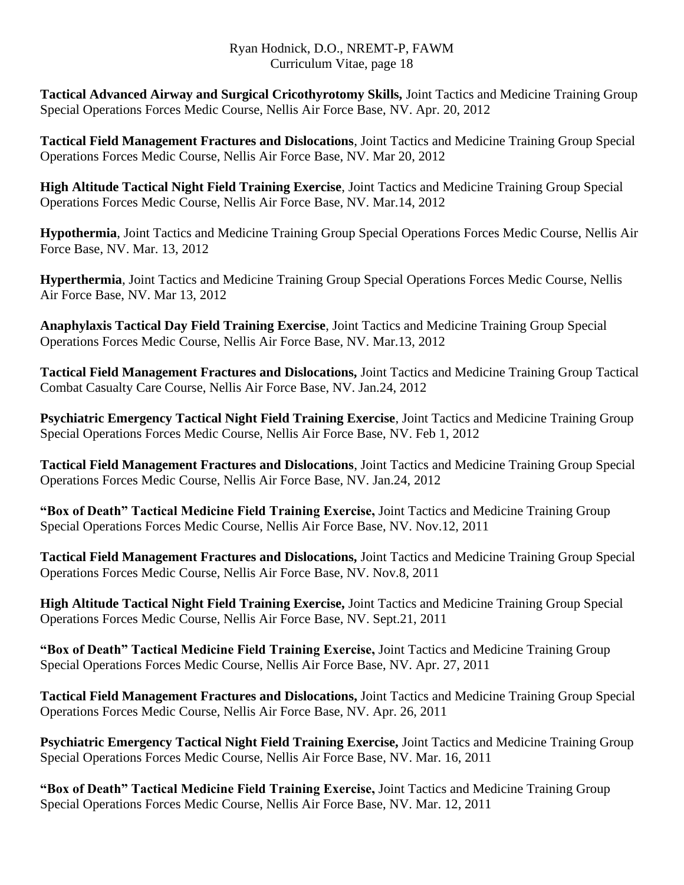**Tactical Advanced Airway and Surgical Cricothyrotomy Skills,** Joint Tactics and Medicine Training Group Special Operations Forces Medic Course, Nellis Air Force Base, NV. Apr. 20, 2012

**Tactical Field Management Fractures and Dislocations**, Joint Tactics and Medicine Training Group Special Operations Forces Medic Course, Nellis Air Force Base, NV. Mar 20, 2012

**High Altitude Tactical Night Field Training Exercise**, Joint Tactics and Medicine Training Group Special Operations Forces Medic Course, Nellis Air Force Base, NV. Mar.14, 2012

**Hypothermia**, Joint Tactics and Medicine Training Group Special Operations Forces Medic Course, Nellis Air Force Base, NV. Mar. 13, 2012

**Hyperthermia**, Joint Tactics and Medicine Training Group Special Operations Forces Medic Course, Nellis Air Force Base, NV. Mar 13, 2012

**Anaphylaxis Tactical Day Field Training Exercise**, Joint Tactics and Medicine Training Group Special Operations Forces Medic Course, Nellis Air Force Base, NV. Mar.13, 2012

**Tactical Field Management Fractures and Dislocations,** Joint Tactics and Medicine Training Group Tactical Combat Casualty Care Course, Nellis Air Force Base, NV. Jan.24, 2012

**Psychiatric Emergency Tactical Night Field Training Exercise**, Joint Tactics and Medicine Training Group Special Operations Forces Medic Course, Nellis Air Force Base, NV. Feb 1, 2012

**Tactical Field Management Fractures and Dislocations**, Joint Tactics and Medicine Training Group Special Operations Forces Medic Course, Nellis Air Force Base, NV. Jan.24, 2012

**"Box of Death" Tactical Medicine Field Training Exercise,** Joint Tactics and Medicine Training Group Special Operations Forces Medic Course, Nellis Air Force Base, NV. Nov.12, 2011

**Tactical Field Management Fractures and Dislocations,** Joint Tactics and Medicine Training Group Special Operations Forces Medic Course, Nellis Air Force Base, NV. Nov.8, 2011

**High Altitude Tactical Night Field Training Exercise,** Joint Tactics and Medicine Training Group Special Operations Forces Medic Course, Nellis Air Force Base, NV. Sept.21, 2011

**"Box of Death" Tactical Medicine Field Training Exercise,** Joint Tactics and Medicine Training Group Special Operations Forces Medic Course, Nellis Air Force Base, NV. Apr. 27, 2011

**Tactical Field Management Fractures and Dislocations,** Joint Tactics and Medicine Training Group Special Operations Forces Medic Course, Nellis Air Force Base, NV. Apr. 26, 2011

**Psychiatric Emergency Tactical Night Field Training Exercise,** Joint Tactics and Medicine Training Group Special Operations Forces Medic Course, Nellis Air Force Base, NV. Mar. 16, 2011

**"Box of Death" Tactical Medicine Field Training Exercise,** Joint Tactics and Medicine Training Group Special Operations Forces Medic Course, Nellis Air Force Base, NV. Mar. 12, 2011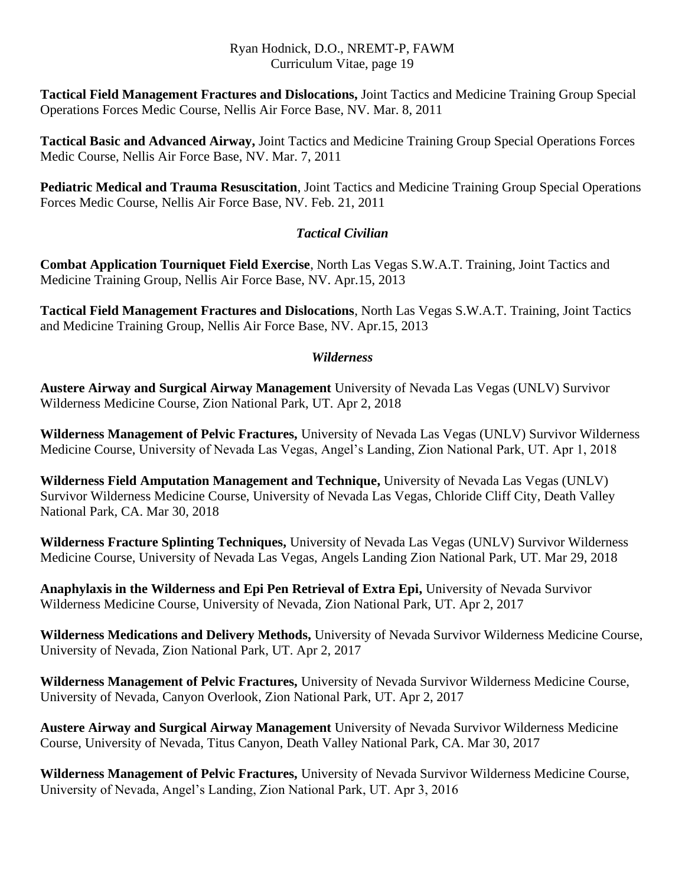**Tactical Field Management Fractures and Dislocations,** Joint Tactics and Medicine Training Group Special Operations Forces Medic Course, Nellis Air Force Base, NV. Mar. 8, 2011

**Tactical Basic and Advanced Airway,** Joint Tactics and Medicine Training Group Special Operations Forces Medic Course, Nellis Air Force Base, NV. Mar. 7, 2011

**Pediatric Medical and Trauma Resuscitation**, Joint Tactics and Medicine Training Group Special Operations Forces Medic Course, Nellis Air Force Base, NV. Feb. 21, 2011

### *Tactical Civilian*

**Combat Application Tourniquet Field Exercise**, North Las Vegas S.W.A.T. Training, Joint Tactics and Medicine Training Group, Nellis Air Force Base, NV. Apr.15, 2013

**Tactical Field Management Fractures and Dislocations**, North Las Vegas S.W.A.T. Training, Joint Tactics and Medicine Training Group, Nellis Air Force Base, NV. Apr.15, 2013

### *Wilderness*

**Austere Airway and Surgical Airway Management** University of Nevada Las Vegas (UNLV) Survivor Wilderness Medicine Course, Zion National Park, UT. Apr 2, 2018

**Wilderness Management of Pelvic Fractures,** University of Nevada Las Vegas (UNLV) Survivor Wilderness Medicine Course, University of Nevada Las Vegas, Angel's Landing, Zion National Park, UT. Apr 1, 2018

**Wilderness Field Amputation Management and Technique,** University of Nevada Las Vegas (UNLV) Survivor Wilderness Medicine Course, University of Nevada Las Vegas, Chloride Cliff City, Death Valley National Park, CA. Mar 30, 2018

**Wilderness Fracture Splinting Techniques,** University of Nevada Las Vegas (UNLV) Survivor Wilderness Medicine Course, University of Nevada Las Vegas, Angels Landing Zion National Park, UT. Mar 29, 2018

**Anaphylaxis in the Wilderness and Epi Pen Retrieval of Extra Epi,** University of Nevada Survivor Wilderness Medicine Course, University of Nevada, Zion National Park, UT. Apr 2, 2017

**Wilderness Medications and Delivery Methods,** University of Nevada Survivor Wilderness Medicine Course, University of Nevada, Zion National Park, UT. Apr 2, 2017

**Wilderness Management of Pelvic Fractures,** University of Nevada Survivor Wilderness Medicine Course, University of Nevada, Canyon Overlook, Zion National Park, UT. Apr 2, 2017

**Austere Airway and Surgical Airway Management** University of Nevada Survivor Wilderness Medicine Course, University of Nevada, Titus Canyon, Death Valley National Park, CA. Mar 30, 2017

**Wilderness Management of Pelvic Fractures,** University of Nevada Survivor Wilderness Medicine Course, University of Nevada, Angel's Landing, Zion National Park, UT. Apr 3, 2016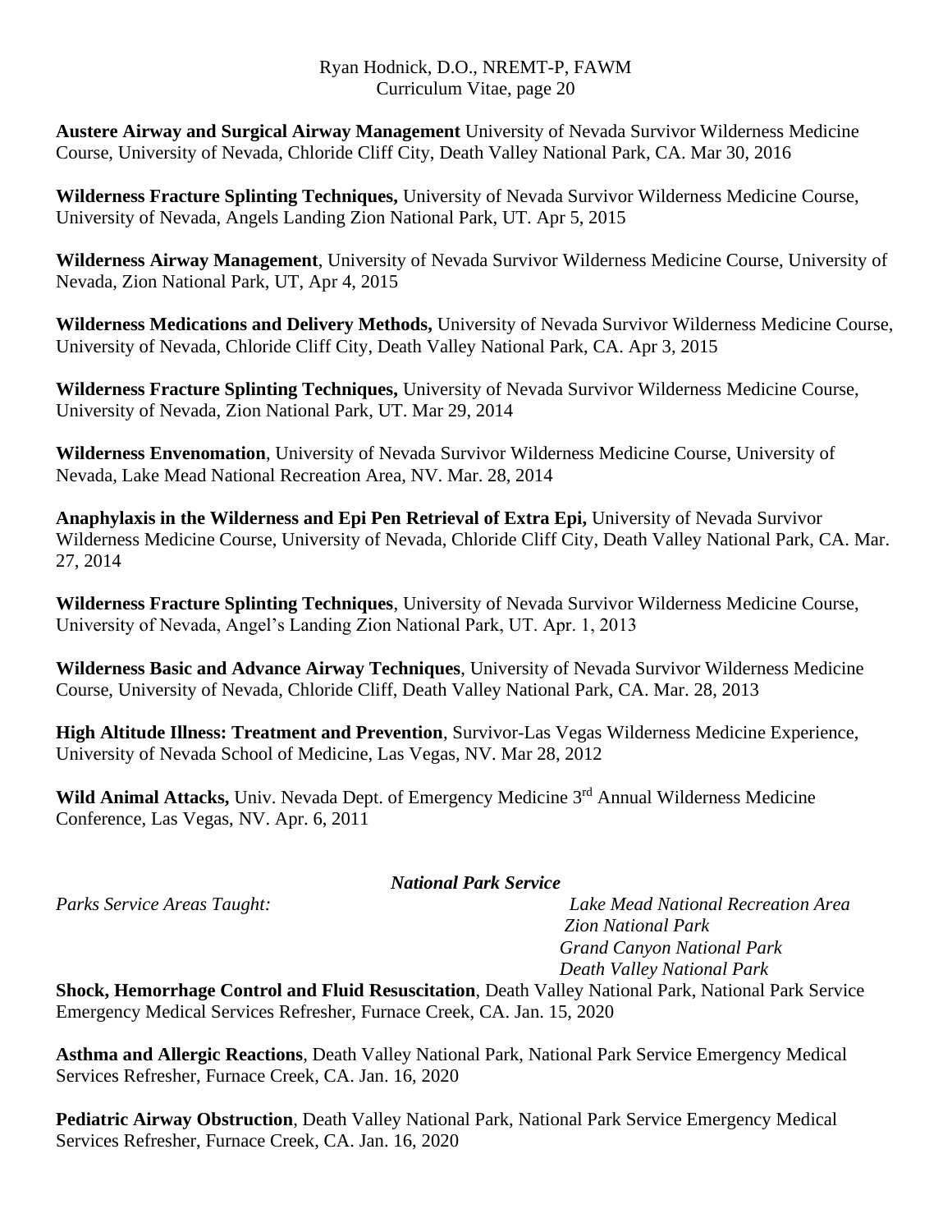**Austere Airway and Surgical Airway Management** University of Nevada Survivor Wilderness Medicine Course, University of Nevada, Chloride Cliff City, Death Valley National Park, CA. Mar 30, 2016

**Wilderness Fracture Splinting Techniques,** University of Nevada Survivor Wilderness Medicine Course, University of Nevada, Angels Landing Zion National Park, UT. Apr 5, 2015

**Wilderness Airway Management**, University of Nevada Survivor Wilderness Medicine Course, University of Nevada, Zion National Park, UT, Apr 4, 2015

**Wilderness Medications and Delivery Methods,** University of Nevada Survivor Wilderness Medicine Course, University of Nevada, Chloride Cliff City, Death Valley National Park, CA. Apr 3, 2015

**Wilderness Fracture Splinting Techniques,** University of Nevada Survivor Wilderness Medicine Course, University of Nevada, Zion National Park, UT. Mar 29, 2014

**Wilderness Envenomation**, University of Nevada Survivor Wilderness Medicine Course, University of Nevada, Lake Mead National Recreation Area, NV. Mar. 28, 2014

**Anaphylaxis in the Wilderness and Epi Pen Retrieval of Extra Epi,** University of Nevada Survivor Wilderness Medicine Course, University of Nevada, Chloride Cliff City, Death Valley National Park, CA. Mar. 27, 2014

**Wilderness Fracture Splinting Techniques**, University of Nevada Survivor Wilderness Medicine Course, University of Nevada, Angel's Landing Zion National Park, UT. Apr. 1, 2013

**Wilderness Basic and Advance Airway Techniques**, University of Nevada Survivor Wilderness Medicine Course, University of Nevada, Chloride Cliff, Death Valley National Park, CA. Mar. 28, 2013

**High Altitude Illness: Treatment and Prevention**, Survivor-Las Vegas Wilderness Medicine Experience, University of Nevada School of Medicine, Las Vegas, NV. Mar 28, 2012

**Wild Animal Attacks,** Univ. Nevada Dept. of Emergency Medicine 3rd Annual Wilderness Medicine Conference, Las Vegas, NV. Apr. 6, 2011

***National Park Service***

*Parks Service Areas Taught:*

*Lake Mead National Recreation Area*
*Zion National Park*
*Grand Canyon National Park*
*Death Valley National Park*

**Shock, Hemorrhage Control and Fluid Resuscitation**, Death Valley National Park, National Park Service Emergency Medical Services Refresher, Furnace Creek, CA. Jan. 15, 2020

**Asthma and Allergic Reactions**, Death Valley National Park, National Park Service Emergency Medical Services Refresher, Furnace Creek, CA. Jan. 16, 2020

**Pediatric Airway Obstruction**, Death Valley National Park, National Park Service Emergency Medical Services Refresher, Furnace Creek, CA. Jan. 16, 2020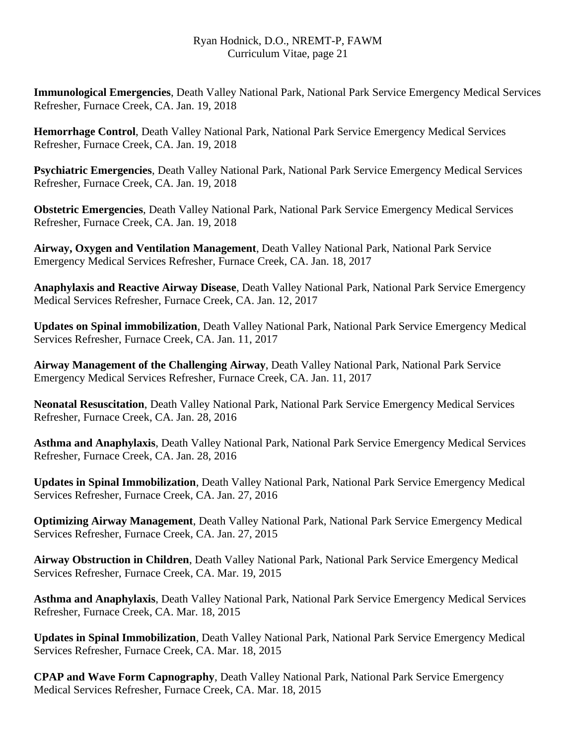**Immunological Emergencies**, Death Valley National Park, National Park Service Emergency Medical Services Refresher, Furnace Creek, CA. Jan. 19, 2018

**Hemorrhage Control**, Death Valley National Park, National Park Service Emergency Medical Services Refresher, Furnace Creek, CA. Jan. 19, 2018

**Psychiatric Emergencies**, Death Valley National Park, National Park Service Emergency Medical Services Refresher, Furnace Creek, CA. Jan. 19, 2018

**Obstetric Emergencies**, Death Valley National Park, National Park Service Emergency Medical Services Refresher, Furnace Creek, CA. Jan. 19, 2018

**Airway, Oxygen and Ventilation Management**, Death Valley National Park, National Park Service Emergency Medical Services Refresher, Furnace Creek, CA. Jan. 18, 2017

**Anaphylaxis and Reactive Airway Disease**, Death Valley National Park, National Park Service Emergency Medical Services Refresher, Furnace Creek, CA. Jan. 12, 2017

**Updates on Spinal immobilization**, Death Valley National Park, National Park Service Emergency Medical Services Refresher, Furnace Creek, CA. Jan. 11, 2017

**Airway Management of the Challenging Airway**, Death Valley National Park, National Park Service Emergency Medical Services Refresher, Furnace Creek, CA. Jan. 11, 2017

**Neonatal Resuscitation**, Death Valley National Park, National Park Service Emergency Medical Services Refresher, Furnace Creek, CA. Jan. 28, 2016

**Asthma and Anaphylaxis**, Death Valley National Park, National Park Service Emergency Medical Services Refresher, Furnace Creek, CA. Jan. 28, 2016

**Updates in Spinal Immobilization**, Death Valley National Park, National Park Service Emergency Medical Services Refresher, Furnace Creek, CA. Jan. 27, 2016

**Optimizing Airway Management**, Death Valley National Park, National Park Service Emergency Medical Services Refresher, Furnace Creek, CA. Jan. 27, 2015

**Airway Obstruction in Children**, Death Valley National Park, National Park Service Emergency Medical Services Refresher, Furnace Creek, CA. Mar. 19, 2015

**Asthma and Anaphylaxis**, Death Valley National Park, National Park Service Emergency Medical Services Refresher, Furnace Creek, CA. Mar. 18, 2015

**Updates in Spinal Immobilization**, Death Valley National Park, National Park Service Emergency Medical Services Refresher, Furnace Creek, CA. Mar. 18, 2015

**CPAP and Wave Form Capnography**, Death Valley National Park, National Park Service Emergency Medical Services Refresher, Furnace Creek, CA. Mar. 18, 2015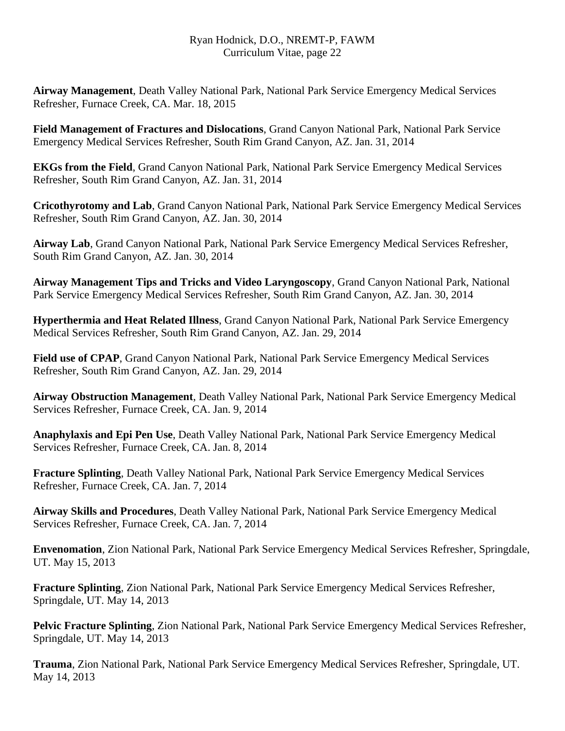**Airway Management**, Death Valley National Park, National Park Service Emergency Medical Services Refresher, Furnace Creek, CA. Mar. 18, 2015

**Field Management of Fractures and Dislocations**, Grand Canyon National Park, National Park Service Emergency Medical Services Refresher, South Rim Grand Canyon, AZ. Jan. 31, 2014

**EKGs from the Field**, Grand Canyon National Park, National Park Service Emergency Medical Services Refresher, South Rim Grand Canyon, AZ. Jan. 31, 2014

**Cricothyrotomy and Lab**, Grand Canyon National Park, National Park Service Emergency Medical Services Refresher, South Rim Grand Canyon, AZ. Jan. 30, 2014

**Airway Lab**, Grand Canyon National Park, National Park Service Emergency Medical Services Refresher, South Rim Grand Canyon, AZ. Jan. 30, 2014

**Airway Management Tips and Tricks and Video Laryngoscopy**, Grand Canyon National Park, National Park Service Emergency Medical Services Refresher, South Rim Grand Canyon, AZ. Jan. 30, 2014

**Hyperthermia and Heat Related Illness**, Grand Canyon National Park, National Park Service Emergency Medical Services Refresher, South Rim Grand Canyon, AZ. Jan. 29, 2014

**Field use of CPAP**, Grand Canyon National Park, National Park Service Emergency Medical Services Refresher, South Rim Grand Canyon, AZ. Jan. 29, 2014

**Airway Obstruction Management**, Death Valley National Park, National Park Service Emergency Medical Services Refresher, Furnace Creek, CA. Jan. 9, 2014

**Anaphylaxis and Epi Pen Use**, Death Valley National Park, National Park Service Emergency Medical Services Refresher, Furnace Creek, CA. Jan. 8, 2014

**Fracture Splinting**, Death Valley National Park, National Park Service Emergency Medical Services Refresher, Furnace Creek, CA. Jan. 7, 2014

**Airway Skills and Procedures**, Death Valley National Park, National Park Service Emergency Medical Services Refresher, Furnace Creek, CA. Jan. 7, 2014

**Envenomation**, Zion National Park, National Park Service Emergency Medical Services Refresher, Springdale, UT. May 15, 2013

**Fracture Splinting**, Zion National Park, National Park Service Emergency Medical Services Refresher, Springdale, UT. May 14, 2013

**Pelvic Fracture Splinting**, Zion National Park, National Park Service Emergency Medical Services Refresher, Springdale, UT. May 14, 2013

**Trauma**, Zion National Park, National Park Service Emergency Medical Services Refresher, Springdale, UT. May 14, 2013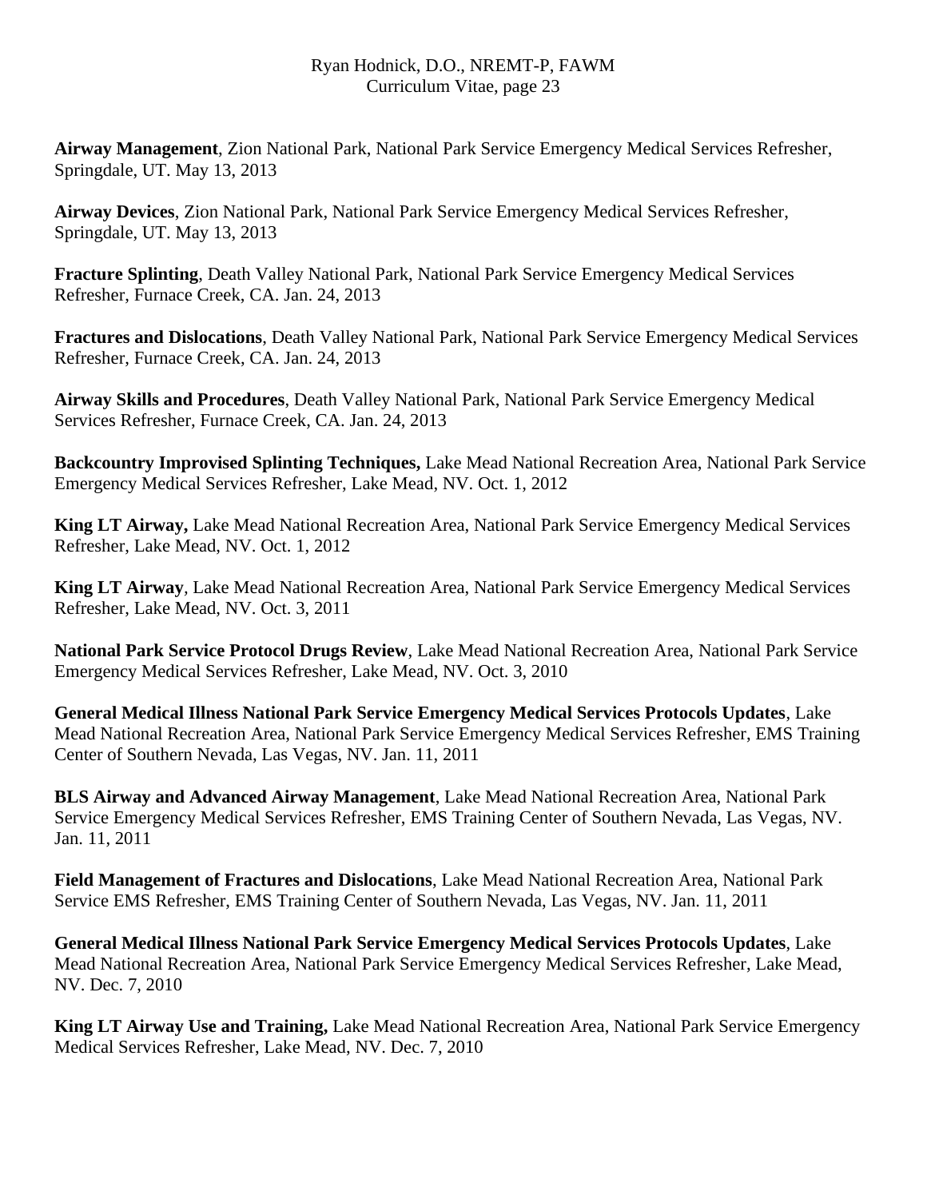**Airway Management**, Zion National Park, National Park Service Emergency Medical Services Refresher, Springdale, UT. May 13, 2013

**Airway Devices**, Zion National Park, National Park Service Emergency Medical Services Refresher, Springdale, UT. May 13, 2013

**Fracture Splinting**, Death Valley National Park, National Park Service Emergency Medical Services Refresher, Furnace Creek, CA. Jan. 24, 2013

**Fractures and Dislocations**, Death Valley National Park, National Park Service Emergency Medical Services Refresher, Furnace Creek, CA. Jan. 24, 2013

**Airway Skills and Procedures**, Death Valley National Park, National Park Service Emergency Medical Services Refresher, Furnace Creek, CA. Jan. 24, 2013

**Backcountry Improvised Splinting Techniques,** Lake Mead National Recreation Area, National Park Service Emergency Medical Services Refresher, Lake Mead, NV. Oct. 1, 2012

**King LT Airway,** Lake Mead National Recreation Area, National Park Service Emergency Medical Services Refresher, Lake Mead, NV. Oct. 1, 2012

**King LT Airway**, Lake Mead National Recreation Area, National Park Service Emergency Medical Services Refresher, Lake Mead, NV. Oct. 3, 2011

**National Park Service Protocol Drugs Review**, Lake Mead National Recreation Area, National Park Service Emergency Medical Services Refresher, Lake Mead, NV. Oct. 3, 2010

**General Medical Illness National Park Service Emergency Medical Services Protocols Updates**, Lake Mead National Recreation Area, National Park Service Emergency Medical Services Refresher, EMS Training Center of Southern Nevada, Las Vegas, NV. Jan. 11, 2011

**BLS Airway and Advanced Airway Management**, Lake Mead National Recreation Area, National Park Service Emergency Medical Services Refresher, EMS Training Center of Southern Nevada, Las Vegas, NV. Jan. 11, 2011

**Field Management of Fractures and Dislocations**, Lake Mead National Recreation Area, National Park Service EMS Refresher, EMS Training Center of Southern Nevada, Las Vegas, NV. Jan. 11, 2011

**General Medical Illness National Park Service Emergency Medical Services Protocols Updates**, Lake Mead National Recreation Area, National Park Service Emergency Medical Services Refresher, Lake Mead, NV. Dec. 7, 2010

**King LT Airway Use and Training,** Lake Mead National Recreation Area, National Park Service Emergency Medical Services Refresher, Lake Mead, NV. Dec. 7, 2010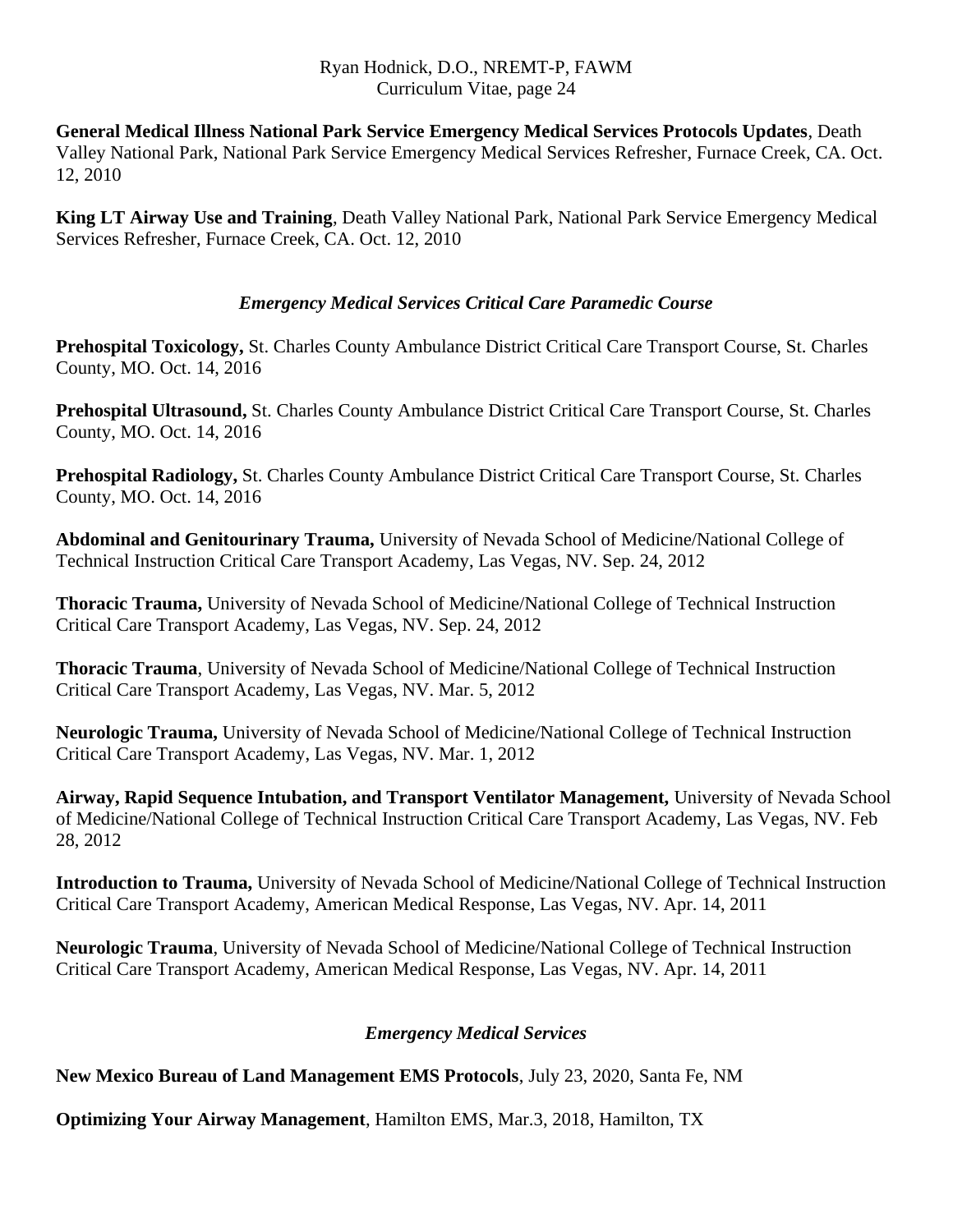**General Medical Illness National Park Service Emergency Medical Services Protocols Updates**, Death Valley National Park, National Park Service Emergency Medical Services Refresher, Furnace Creek, CA. Oct. 12, 2010

**King LT Airway Use and Training**, Death Valley National Park, National Park Service Emergency Medical Services Refresher, Furnace Creek, CA. Oct. 12, 2010

### *Emergency Medical Services Critical Care Paramedic Course*

**Prehospital Toxicology,** St. Charles County Ambulance District Critical Care Transport Course, St. Charles County, MO. Oct. 14, 2016

**Prehospital Ultrasound,** St. Charles County Ambulance District Critical Care Transport Course, St. Charles County, MO. Oct. 14, 2016

**Prehospital Radiology,** St. Charles County Ambulance District Critical Care Transport Course, St. Charles County, MO. Oct. 14, 2016

**Abdominal and Genitourinary Trauma,** University of Nevada School of Medicine/National College of Technical Instruction Critical Care Transport Academy, Las Vegas, NV. Sep. 24, 2012

**Thoracic Trauma,** University of Nevada School of Medicine/National College of Technical Instruction Critical Care Transport Academy, Las Vegas, NV. Sep. 24, 2012

**Thoracic Trauma**, University of Nevada School of Medicine/National College of Technical Instruction Critical Care Transport Academy, Las Vegas, NV. Mar. 5, 2012

**Neurologic Trauma,** University of Nevada School of Medicine/National College of Technical Instruction Critical Care Transport Academy, Las Vegas, NV. Mar. 1, 2012

**Airway, Rapid Sequence Intubation, and Transport Ventilator Management,** University of Nevada School of Medicine/National College of Technical Instruction Critical Care Transport Academy, Las Vegas, NV. Feb 28, 2012

**Introduction to Trauma,** University of Nevada School of Medicine/National College of Technical Instruction Critical Care Transport Academy, American Medical Response, Las Vegas, NV. Apr. 14, 2011

**Neurologic Trauma**, University of Nevada School of Medicine/National College of Technical Instruction Critical Care Transport Academy, American Medical Response, Las Vegas, NV. Apr. 14, 2011

### *Emergency Medical Services*

**New Mexico Bureau of Land Management EMS Protocols**, July 23, 2020, Santa Fe, NM

**Optimizing Your Airway Management**, Hamilton EMS, Mar.3, 2018, Hamilton, TX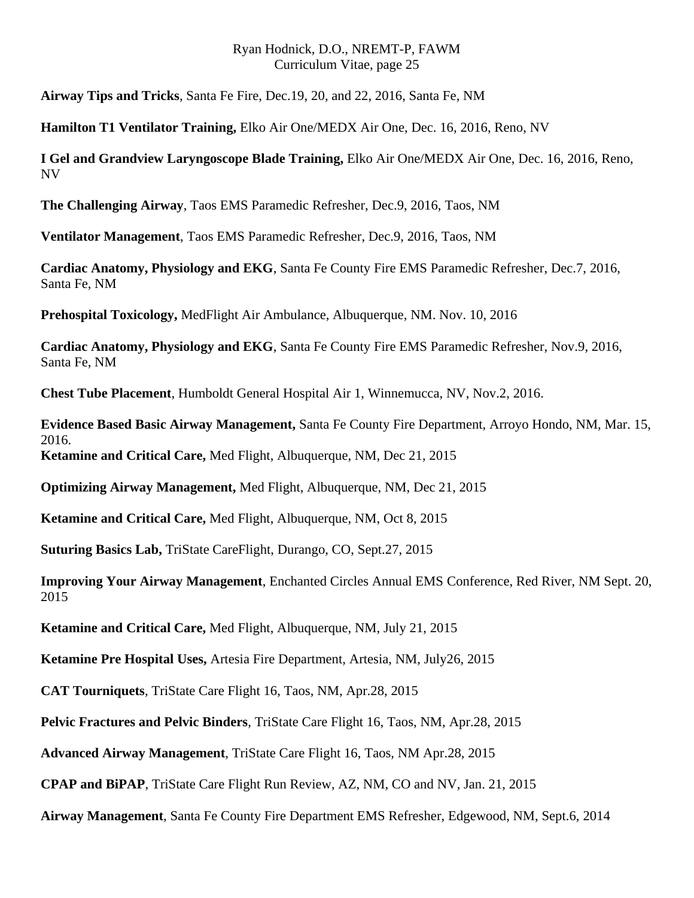**Airway Tips and Tricks**, Santa Fe Fire, Dec.19, 20, and 22, 2016, Santa Fe, NM

**Hamilton T1 Ventilator Training,** Elko Air One/MEDX Air One, Dec. 16, 2016, Reno, NV

**I Gel and Grandview Laryngoscope Blade Training,** Elko Air One/MEDX Air One, Dec. 16, 2016, Reno, NV

**The Challenging Airway**, Taos EMS Paramedic Refresher, Dec.9, 2016, Taos, NM

**Ventilator Management**, Taos EMS Paramedic Refresher, Dec.9, 2016, Taos, NM

**Cardiac Anatomy, Physiology and EKG**, Santa Fe County Fire EMS Paramedic Refresher, Dec.7, 2016, Santa Fe, NM

**Prehospital Toxicology,** MedFlight Air Ambulance, Albuquerque, NM. Nov. 10, 2016

**Cardiac Anatomy, Physiology and EKG**, Santa Fe County Fire EMS Paramedic Refresher, Nov.9, 2016, Santa Fe, NM

**Chest Tube Placement**, Humboldt General Hospital Air 1, Winnemucca, NV, Nov.2, 2016.

**Evidence Based Basic Airway Management,** Santa Fe County Fire Department, Arroyo Hondo, NM, Mar. 15, 2016.

**Ketamine and Critical Care,** Med Flight, Albuquerque, NM, Dec 21, 2015

**Optimizing Airway Management,** Med Flight, Albuquerque, NM, Dec 21, 2015

**Ketamine and Critical Care,** Med Flight, Albuquerque, NM, Oct 8, 2015

**Suturing Basics Lab,** TriState CareFlight, Durango, CO, Sept.27, 2015

**Improving Your Airway Management**, Enchanted Circles Annual EMS Conference, Red River, NM Sept. 20, 2015

**Ketamine and Critical Care,** Med Flight, Albuquerque, NM, July 21, 2015

**Ketamine Pre Hospital Uses,** Artesia Fire Department, Artesia, NM, July26, 2015

**CAT Tourniquets**, TriState Care Flight 16, Taos, NM, Apr.28, 2015

**Pelvic Fractures and Pelvic Binders**, TriState Care Flight 16, Taos, NM, Apr.28, 2015

**Advanced Airway Management**, TriState Care Flight 16, Taos, NM Apr.28, 2015

**CPAP and BiPAP**, TriState Care Flight Run Review, AZ, NM, CO and NV, Jan. 21, 2015

**Airway Management**, Santa Fe County Fire Department EMS Refresher, Edgewood, NM, Sept.6, 2014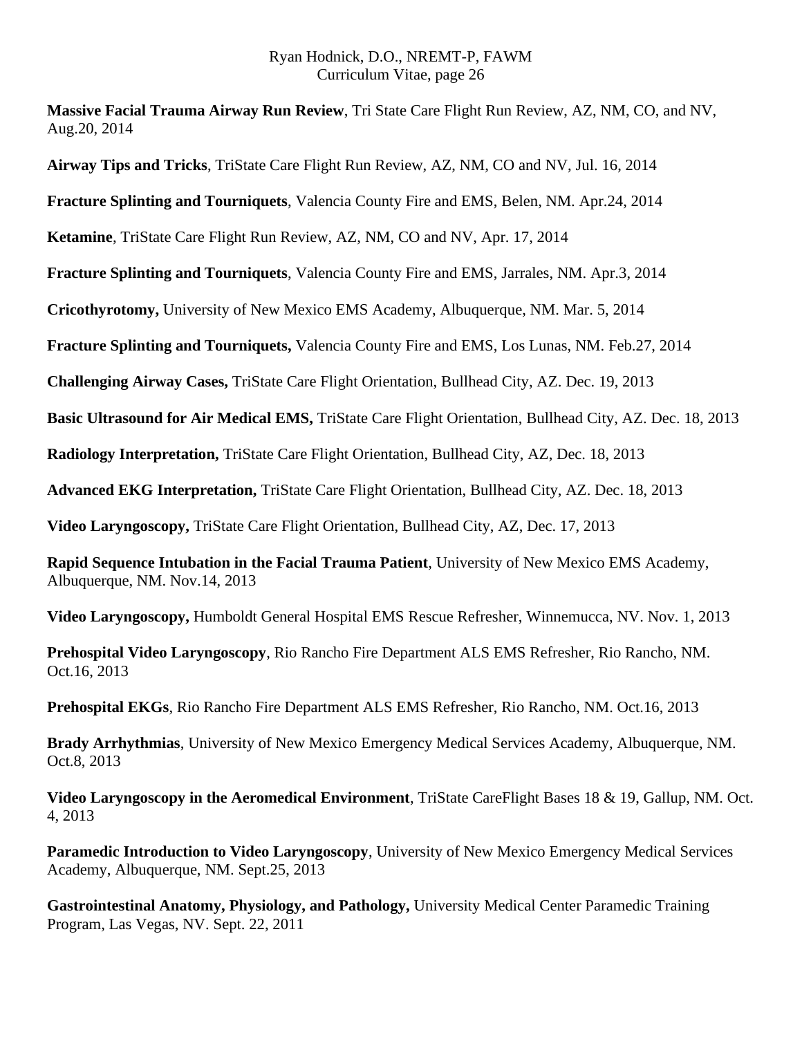**Massive Facial Trauma Airway Run Review**, Tri State Care Flight Run Review, AZ, NM, CO, and NV, Aug.20, 2014

**Airway Tips and Tricks**, TriState Care Flight Run Review, AZ, NM, CO and NV, Jul. 16, 2014

**Fracture Splinting and Tourniquets**, Valencia County Fire and EMS, Belen, NM. Apr.24, 2014

**Ketamine**, TriState Care Flight Run Review, AZ, NM, CO and NV, Apr. 17, 2014

**Fracture Splinting and Tourniquets**, Valencia County Fire and EMS, Jarrales, NM. Apr.3, 2014

**Cricothyrotomy,** University of New Mexico EMS Academy, Albuquerque, NM. Mar. 5, 2014

**Fracture Splinting and Tourniquets,** Valencia County Fire and EMS, Los Lunas, NM. Feb.27, 2014

**Challenging Airway Cases,** TriState Care Flight Orientation, Bullhead City, AZ. Dec. 19, 2013

**Basic Ultrasound for Air Medical EMS,** TriState Care Flight Orientation, Bullhead City, AZ. Dec. 18, 2013

**Radiology Interpretation,** TriState Care Flight Orientation, Bullhead City, AZ, Dec. 18, 2013

**Advanced EKG Interpretation,** TriState Care Flight Orientation, Bullhead City, AZ. Dec. 18, 2013

**Video Laryngoscopy,** TriState Care Flight Orientation, Bullhead City, AZ, Dec. 17, 2013

**Rapid Sequence Intubation in the Facial Trauma Patient**, University of New Mexico EMS Academy, Albuquerque, NM. Nov.14, 2013

**Video Laryngoscopy,** Humboldt General Hospital EMS Rescue Refresher, Winnemucca, NV. Nov. 1, 2013

**Prehospital Video Laryngoscopy**, Rio Rancho Fire Department ALS EMS Refresher, Rio Rancho, NM. Oct.16, 2013

**Prehospital EKGs**, Rio Rancho Fire Department ALS EMS Refresher, Rio Rancho, NM. Oct.16, 2013

**Brady Arrhythmias**, University of New Mexico Emergency Medical Services Academy, Albuquerque, NM. Oct.8, 2013

**Video Laryngoscopy in the Aeromedical Environment**, TriState CareFlight Bases 18 & 19, Gallup, NM. Oct. 4, 2013

**Paramedic Introduction to Video Laryngoscopy**, University of New Mexico Emergency Medical Services Academy, Albuquerque, NM. Sept.25, 2013

**Gastrointestinal Anatomy, Physiology, and Pathology,** University Medical Center Paramedic Training Program, Las Vegas, NV. Sept. 22, 2011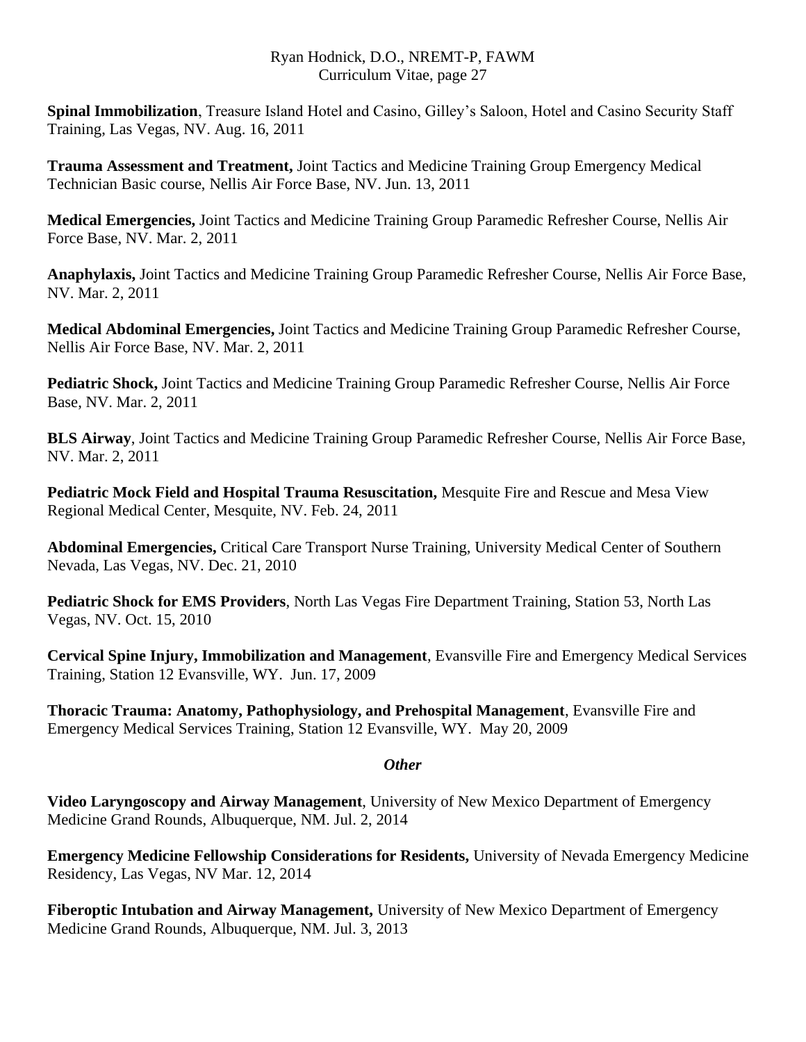**Spinal Immobilization**, Treasure Island Hotel and Casino, Gilley's Saloon, Hotel and Casino Security Staff Training, Las Vegas, NV. Aug. 16, 2011

**Trauma Assessment and Treatment,** Joint Tactics and Medicine Training Group Emergency Medical Technician Basic course, Nellis Air Force Base, NV. Jun. 13, 2011

**Medical Emergencies,** Joint Tactics and Medicine Training Group Paramedic Refresher Course, Nellis Air Force Base, NV. Mar. 2, 2011

**Anaphylaxis,** Joint Tactics and Medicine Training Group Paramedic Refresher Course, Nellis Air Force Base, NV. Mar. 2, 2011

**Medical Abdominal Emergencies,** Joint Tactics and Medicine Training Group Paramedic Refresher Course, Nellis Air Force Base, NV. Mar. 2, 2011

**Pediatric Shock,** Joint Tactics and Medicine Training Group Paramedic Refresher Course, Nellis Air Force Base, NV. Mar. 2, 2011

**BLS Airway**, Joint Tactics and Medicine Training Group Paramedic Refresher Course, Nellis Air Force Base, NV. Mar. 2, 2011

**Pediatric Mock Field and Hospital Trauma Resuscitation,** Mesquite Fire and Rescue and Mesa View Regional Medical Center, Mesquite, NV. Feb. 24, 2011

**Abdominal Emergencies,** Critical Care Transport Nurse Training, University Medical Center of Southern Nevada, Las Vegas, NV. Dec. 21, 2010

**Pediatric Shock for EMS Providers**, North Las Vegas Fire Department Training, Station 53, North Las Vegas, NV. Oct. 15, 2010

**Cervical Spine Injury, Immobilization and Management**, Evansville Fire and Emergency Medical Services Training, Station 12 Evansville, WY. Jun. 17, 2009

**Thoracic Trauma: Anatomy, Pathophysiology, and Prehospital Management**, Evansville Fire and Emergency Medical Services Training, Station 12 Evansville, WY. May 20, 2009

***Other***

**Video Laryngoscopy and Airway Management**, University of New Mexico Department of Emergency Medicine Grand Rounds, Albuquerque, NM. Jul. 2, 2014

**Emergency Medicine Fellowship Considerations for Residents,** University of Nevada Emergency Medicine Residency, Las Vegas, NV Mar. 12, 2014

**Fiberoptic Intubation and Airway Management,** University of New Mexico Department of Emergency Medicine Grand Rounds, Albuquerque, NM. Jul. 3, 2013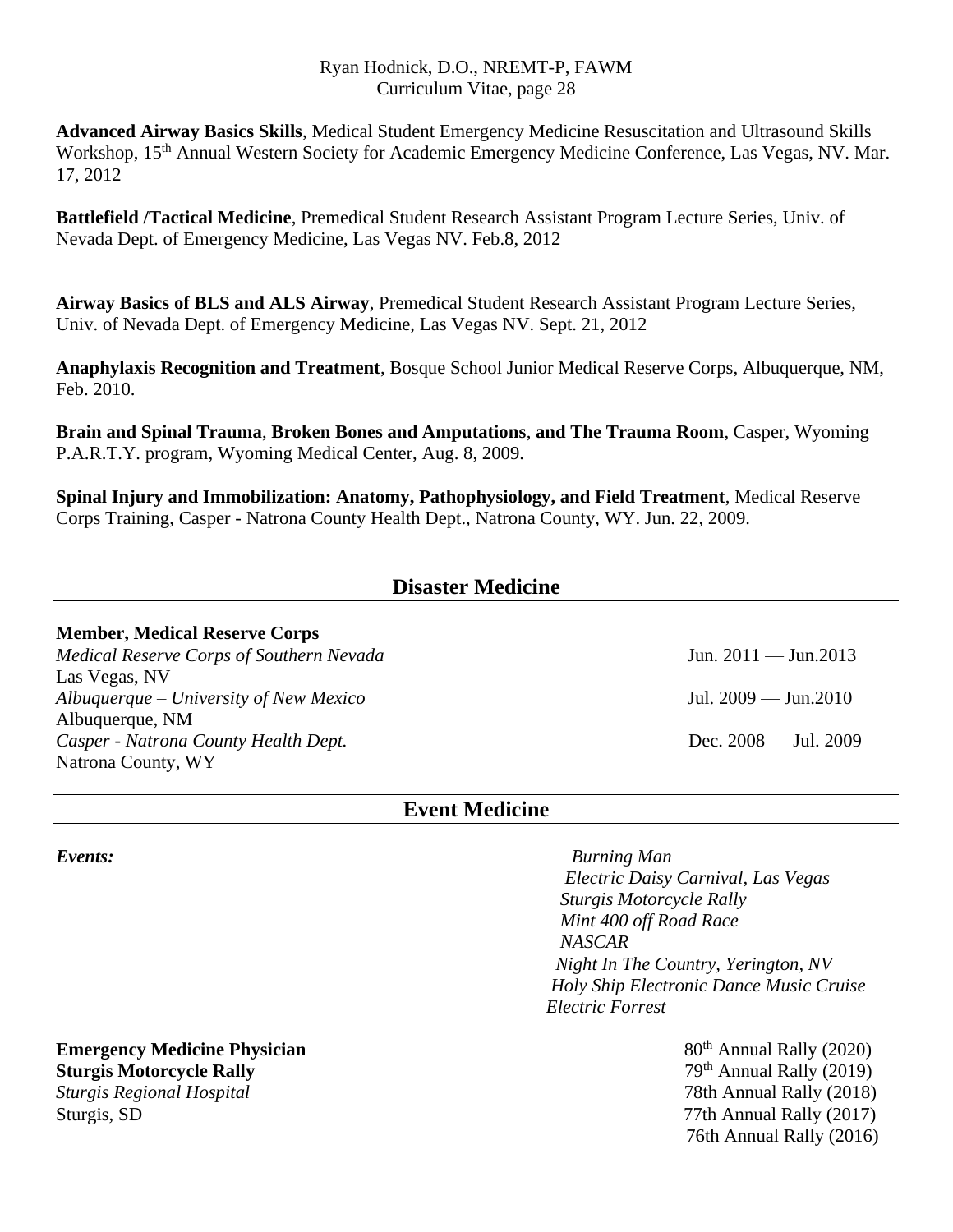**Advanced Airway Basics Skills**, Medical Student Emergency Medicine Resuscitation and Ultrasound Skills Workshop, 15th Annual Western Society for Academic Emergency Medicine Conference, Las Vegas, NV. Mar. 17, 2012

**Battlefield /Tactical Medicine**, Premedical Student Research Assistant Program Lecture Series, Univ. of Nevada Dept. of Emergency Medicine, Las Vegas NV. Feb.8, 2012

**Airway Basics of BLS and ALS Airway**, Premedical Student Research Assistant Program Lecture Series, Univ. of Nevada Dept. of Emergency Medicine, Las Vegas NV. Sept. 21, 2012

**Anaphylaxis Recognition and Treatment**, Bosque School Junior Medical Reserve Corps, Albuquerque, NM, Feb. 2010.

**Brain and Spinal Trauma**, **Broken Bones and Amputations**, **and The Trauma Room**, Casper, Wyoming P.A.R.T.Y. program, Wyoming Medical Center, Aug. 8, 2009.

**Spinal Injury and Immobilization: Anatomy, Pathophysiology, and Field Treatment**, Medical Reserve Corps Training, Casper - Natrona County Health Dept., Natrona County, WY. Jun. 22, 2009.

## Disaster Medicine

**Member, Medical Reserve Corps**

*Medical Reserve Corps of Southern Nevada* — Jun. 2011 — Jun.2013
Las Vegas, NV

*Albuquerque – University of New Mexico* — Jul. 2009 — Jun.2010
Albuquerque, NM

*Casper - Natrona County Health Dept.* — Dec. 2008 — Jul. 2009
Natrona County, WY

## Event Medicine

***Events:***

*Burning Man*
*Electric Daisy Carnival, Las Vegas*
*Sturgis Motorcycle Rally*
*Mint 400 off Road Race*
*NASCAR*
*Night In The Country, Yerington, NV*
*Holy Ship Electronic Dance Music Cruise*
*Electric Forrest*

**Emergency Medicine Physician**
**Sturgis Motorcycle Rally**
*Sturgis Regional Hospital*
Sturgis, SD

80th Annual Rally (2020)
79th Annual Rally (2019)
78th Annual Rally (2018)
77th Annual Rally (2017)
76th Annual Rally (2016)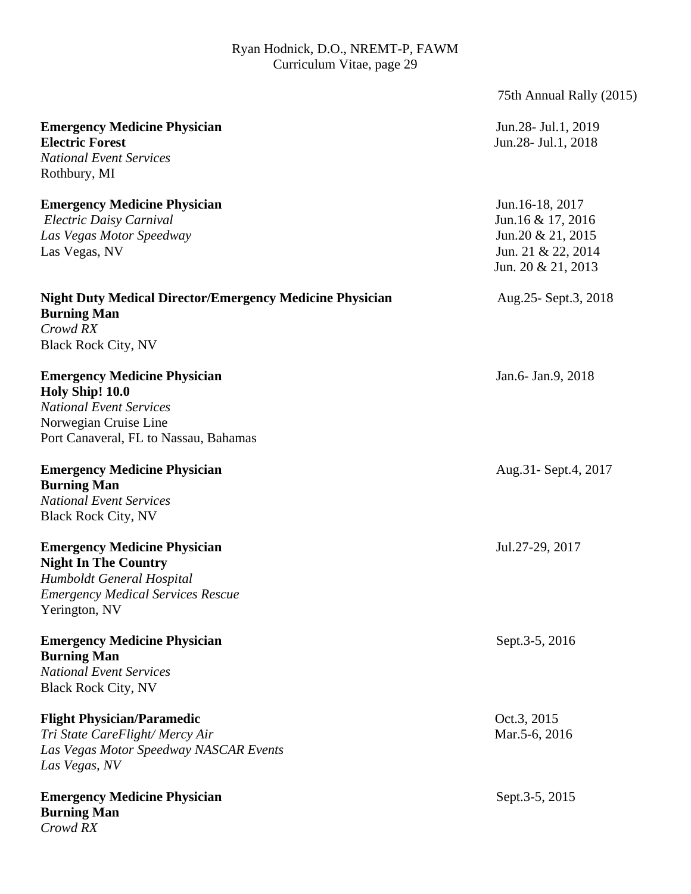75th Annual Rally (2015)

**Emergency Medicine Physician** Jun.28- Jul.1, 2019
**Electric Forest** Jun.28- Jul.1, 2018
*National Event Services*
Rothbury, MI

**Emergency Medicine Physician** Jun.16-18, 2017
*Electric Daisy Carnival* Jun.16 & 17, 2016
*Las Vegas Motor Speedway* Jun.20 & 21, 2015
Las Vegas, NV Jun. 21 & 22, 2014
Jun. 20 & 21, 2013

**Night Duty Medical Director/Emergency Medicine Physician** Aug.25- Sept.3, 2018
**Burning Man**
*Crowd RX*
Black Rock City, NV

**Emergency Medicine Physician** Jan.6- Jan.9, 2018
**Holy Ship! 10.0**
*National Event Services*
Norwegian Cruise Line
Port Canaveral, FL to Nassau, Bahamas

**Emergency Medicine Physician** Aug.31- Sept.4, 2017
**Burning Man**
*National Event Services*
Black Rock City, NV

**Emergency Medicine Physician** Jul.27-29, 2017
**Night In The Country**
*Humboldt General Hospital*
*Emergency Medical Services Rescue*
Yerington, NV

**Emergency Medicine Physician** Sept.3-5, 2016
**Burning Man**
*National Event Services*
Black Rock City, NV

**Flight Physician/Paramedic** Oct.3, 2015
*Tri State CareFlight/ Mercy Air* Mar.5-6, 2016
*Las Vegas Motor Speedway NASCAR Events*
*Las Vegas, NV*

**Emergency Medicine Physician** Sept.3-5, 2015
**Burning Man**
*Crowd RX*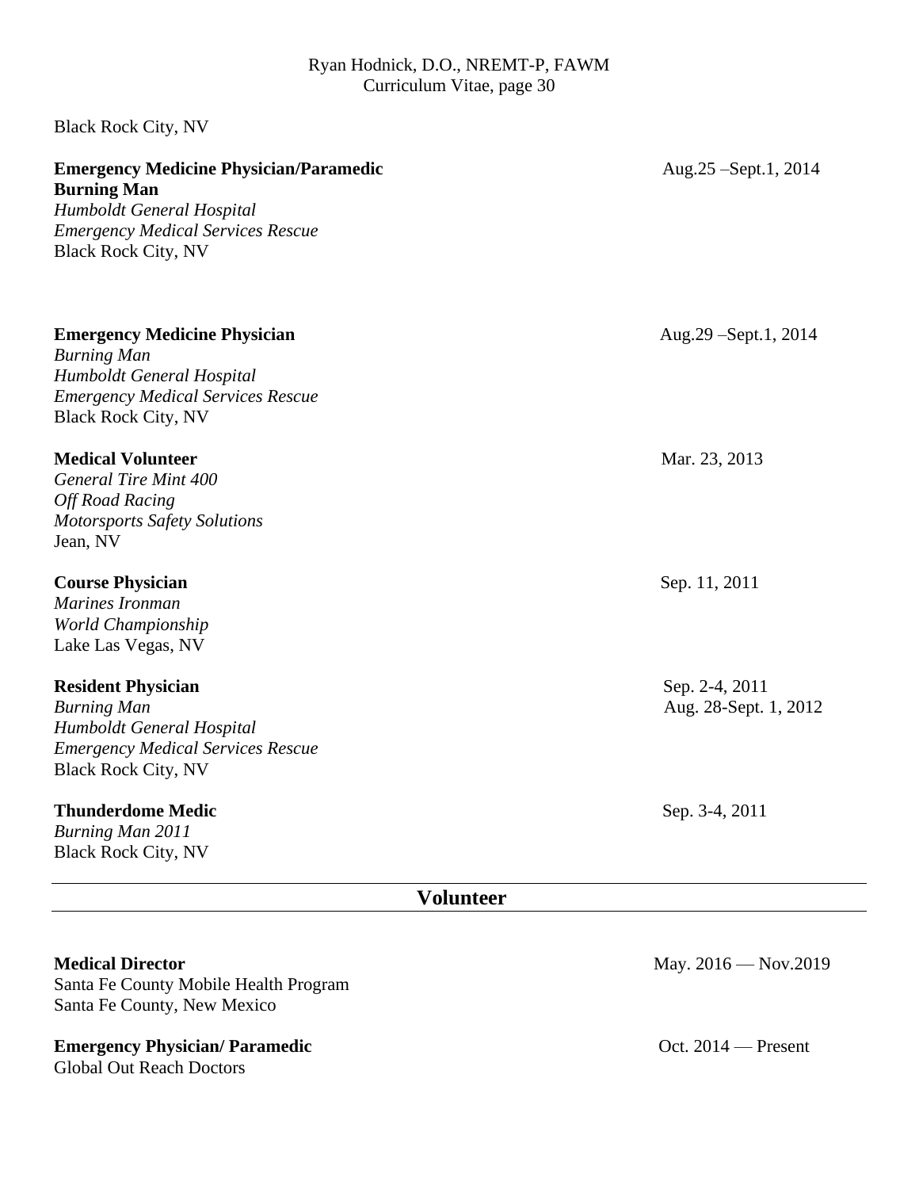Black Rock City, NV

**Emergency Medicine Physician/Paramedic** Aug.25 –Sept.1, 2014
**Burning Man**
*Humboldt General Hospital*
*Emergency Medical Services Rescue*
Black Rock City, NV

**Emergency Medicine Physician** Aug.29 –Sept.1, 2014
*Burning Man*
*Humboldt General Hospital*
*Emergency Medical Services Rescue*
Black Rock City, NV

**Medical Volunteer** Mar. 23, 2013
*General Tire Mint 400*
*Off Road Racing*
*Motorsports Safety Solutions*
Jean, NV

**Course Physician** Sep. 11, 2011
*Marines Ironman*
*World Championship*
Lake Las Vegas, NV

**Resident Physician** Sep. 2-4, 2011
*Burning Man* Aug. 28-Sept. 1, 2012
*Humboldt General Hospital*
*Emergency Medical Services Rescue*
Black Rock City, NV

**Thunderdome Medic** Sep. 3-4, 2011
*Burning Man 2011*
Black Rock City, NV

## Volunteer

**Medical Director** May. 2016 — Nov.2019
Santa Fe County Mobile Health Program
Santa Fe County, New Mexico

**Emergency Physician/ Paramedic** Oct. 2014 — Present
Global Out Reach Doctors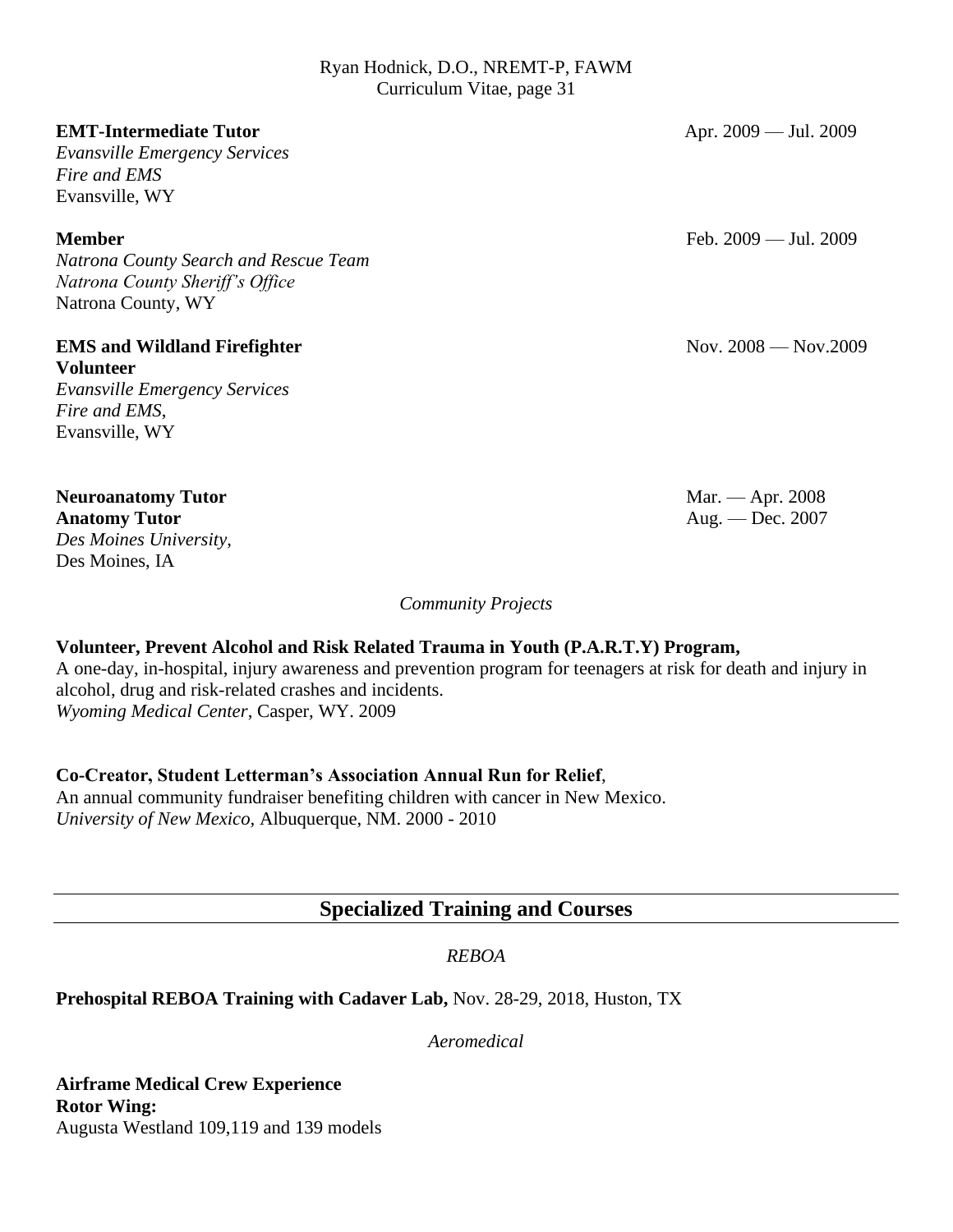**EMT-Intermediate Tutor** Apr. 2009 — Jul. 2009
*Evansville Emergency Services*
*Fire and EMS*
Evansville, WY

**Member** Feb. 2009 — Jul. 2009
*Natrona County Search and Rescue Team*
*Natrona County Sheriff's Office*
Natrona County, WY

**EMS and Wildland Firefighter Volunteer** Nov. 2008 — Nov.2009
*Evansville Emergency Services*
*Fire and EMS*,
Evansville, WY

**Neuroanatomy Tutor** Mar. — Apr. 2008
**Anatomy Tutor** Aug. — Dec. 2007
*Des Moines University*,
Des Moines, IA

*Community Projects*

**Volunteer, Prevent Alcohol and Risk Related Trauma in Youth (P.A.R.T.Y) Program,**
A one-day, in-hospital, injury awareness and prevention program for teenagers at risk for death and injury in alcohol, drug and risk-related crashes and incidents.
*Wyoming Medical Center*, Casper, WY. 2009

**Co-Creator, Student Letterman's Association Annual Run for Relief**,
An annual community fundraiser benefiting children with cancer in New Mexico.
*University of New Mexico*, Albuquerque, NM. 2000 - 2010

## Specialized Training and Courses

*REBOA*

**Prehospital REBOA Training with Cadaver Lab,** Nov. 28-29, 2018, Huston, TX

*Aeromedical*

**Airframe Medical Crew Experience**
**Rotor Wing:**
Augusta Westland 109,119 and 139 models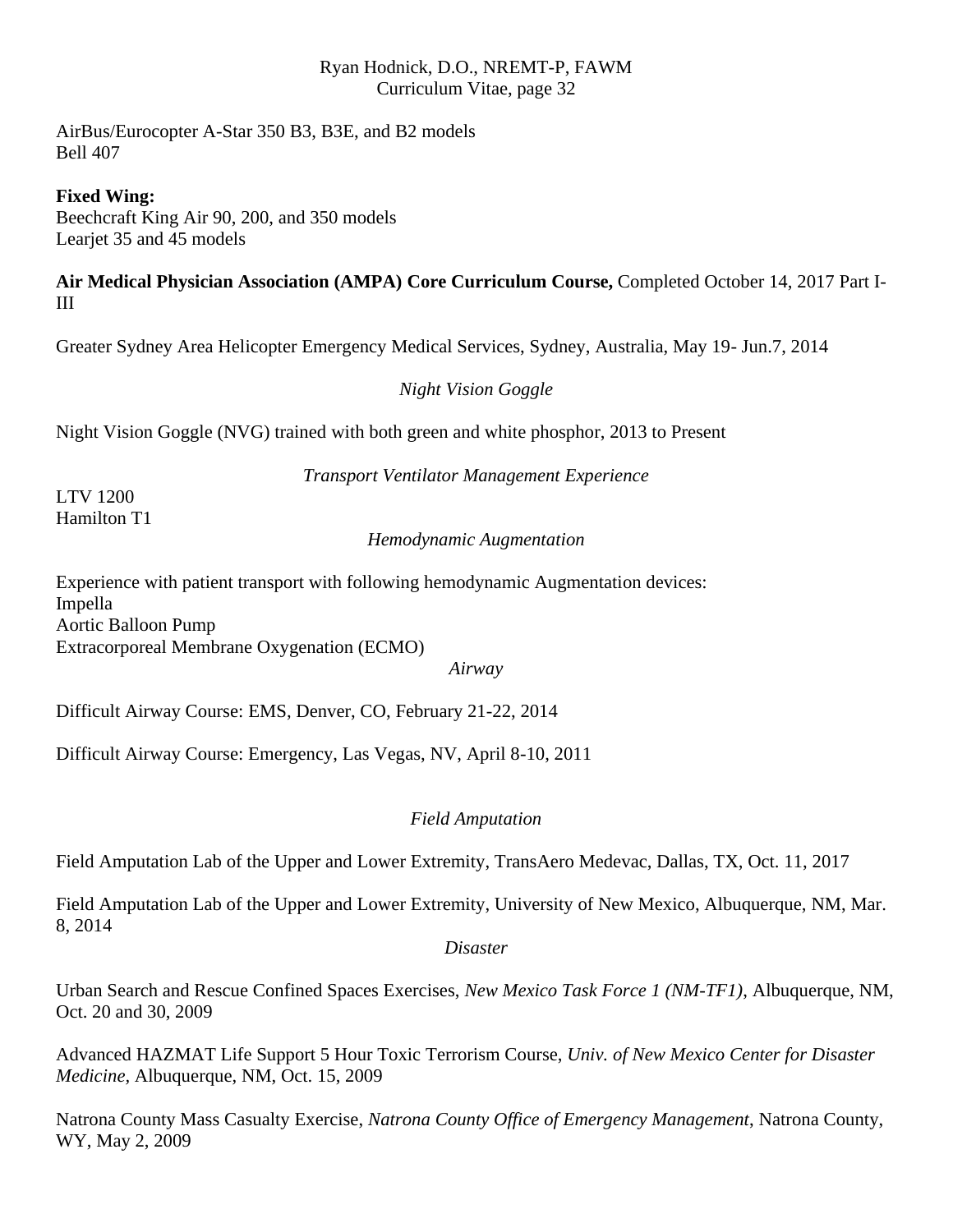AirBus/Eurocopter A-Star 350 B3, B3E, and B2 models
Bell 407

**Fixed Wing:**
Beechcraft King Air 90, 200, and 350 models
Learjet 35 and 45 models

**Air Medical Physician Association (AMPA) Core Curriculum Course,** Completed October 14, 2017 Part I-III

Greater Sydney Area Helicopter Emergency Medical Services, Sydney, Australia, May 19- Jun.7, 2014

*Night Vision Goggle*

Night Vision Goggle (NVG) trained with both green and white phosphor, 2013 to Present

*Transport Ventilator Management Experience*

LTV 1200
Hamilton T1

*Hemodynamic Augmentation*

Experience with patient transport with following hemodynamic Augmentation devices:
Impella
Aortic Balloon Pump
Extracorporeal Membrane Oxygenation (ECMO)

*Airway*

Difficult Airway Course: EMS, Denver, CO, February 21-22, 2014

Difficult Airway Course: Emergency, Las Vegas, NV, April 8-10, 2011

*Field Amputation*

Field Amputation Lab of the Upper and Lower Extremity, TransAero Medevac, Dallas, TX, Oct. 11, 2017

Field Amputation Lab of the Upper and Lower Extremity, University of New Mexico, Albuquerque, NM, Mar. 8, 2014

*Disaster*

Urban Search and Rescue Confined Spaces Exercises, *New Mexico Task Force 1 (NM-TF1)*, Albuquerque, NM, Oct. 20 and 30, 2009

Advanced HAZMAT Life Support 5 Hour Toxic Terrorism Course, *Univ. of New Mexico Center for Disaster Medicine*, Albuquerque, NM, Oct. 15, 2009

Natrona County Mass Casualty Exercise, *Natrona County Office of Emergency Management*, Natrona County, WY, May 2, 2009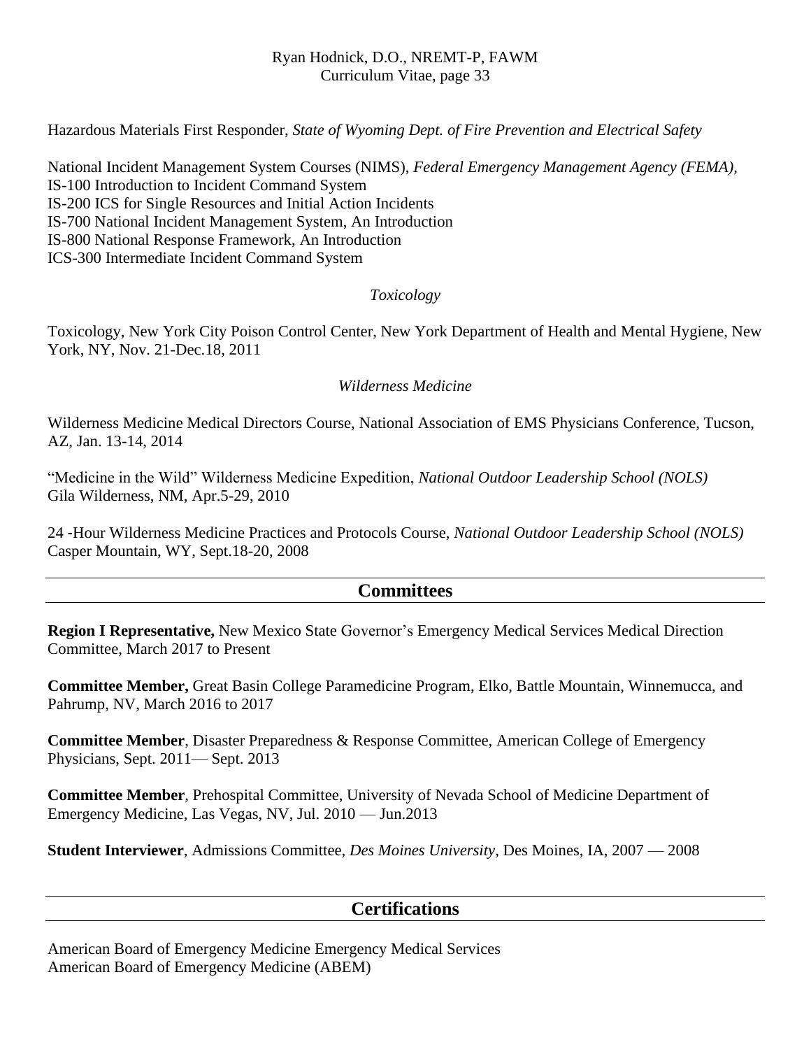Hazardous Materials First Responder, *State of Wyoming Dept. of Fire Prevention and Electrical Safety*

National Incident Management System Courses (NIMS), *Federal Emergency Management Agency (FEMA),*
IS-100 Introduction to Incident Command System
IS-200 ICS for Single Resources and Initial Action Incidents
IS-700 National Incident Management System, An Introduction
IS-800 National Response Framework, An Introduction
ICS-300 Intermediate Incident Command System

*Toxicology*

Toxicology, New York City Poison Control Center, New York Department of Health and Mental Hygiene, New York, NY, Nov. 21-Dec.18, 2011

*Wilderness Medicine*

Wilderness Medicine Medical Directors Course, National Association of EMS Physicians Conference, Tucson, AZ, Jan. 13-14, 2014

"Medicine in the Wild" Wilderness Medicine Expedition, *National Outdoor Leadership School (NOLS)*
Gila Wilderness, NM, Apr.5-29, 2010

24 -Hour Wilderness Medicine Practices and Protocols Course, *National Outdoor Leadership School (NOLS)*
Casper Mountain, WY, Sept.18-20, 2008

## Committees

**Region I Representative,** New Mexico State Governor's Emergency Medical Services Medical Direction Committee, March 2017 to Present

**Committee Member,** Great Basin College Paramedicine Program, Elko, Battle Mountain, Winnemucca, and Pahrump, NV, March 2016 to 2017

**Committee Member**, Disaster Preparedness & Response Committee, American College of Emergency Physicians, Sept. 2011— Sept. 2013

**Committee Member**, Prehospital Committee, University of Nevada School of Medicine Department of Emergency Medicine, Las Vegas, NV, Jul. 2010 — Jun.2013

**Student Interviewer**, Admissions Committee, *Des Moines University,* Des Moines, IA, 2007 — 2008

## Certifications

American Board of Emergency Medicine Emergency Medical Services
American Board of Emergency Medicine (ABEM)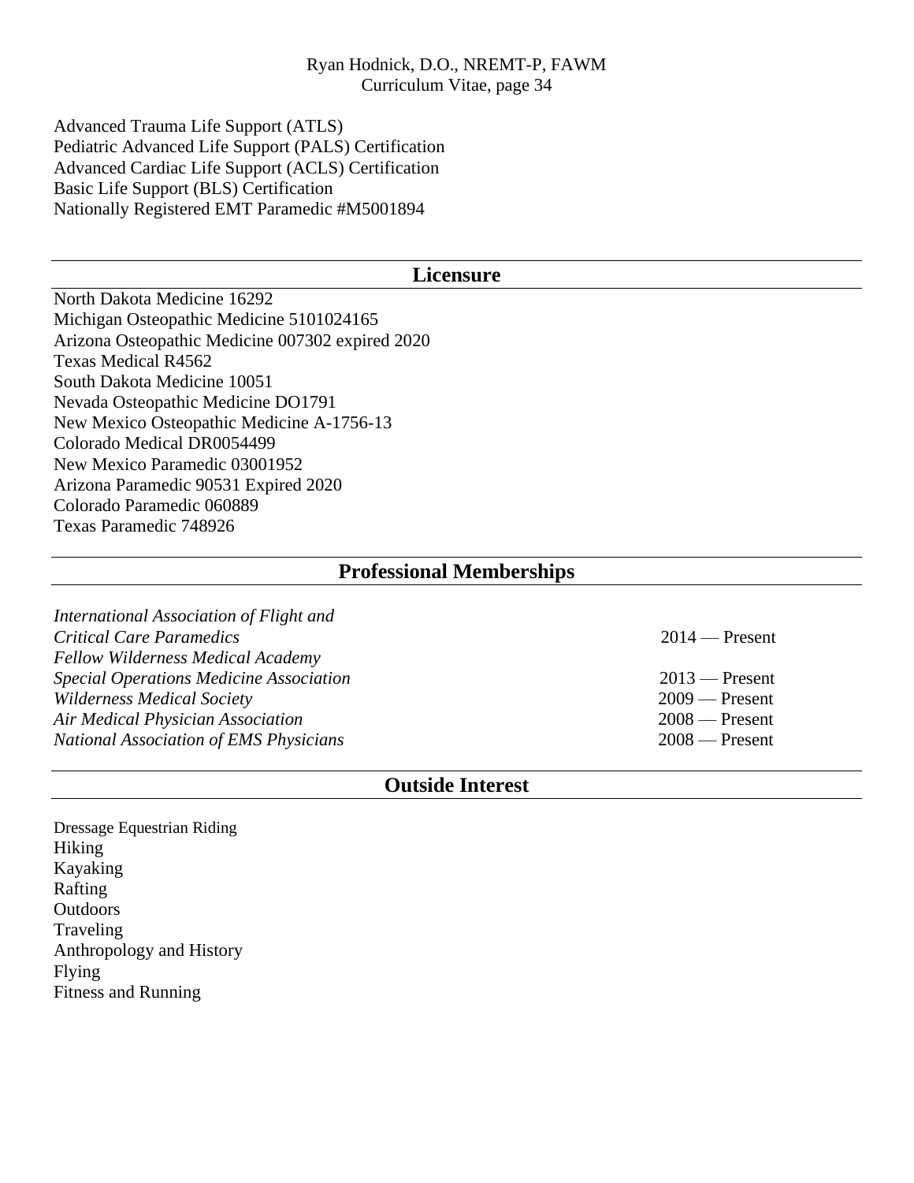Advanced Trauma Life Support (ATLS)
Pediatric Advanced Life Support (PALS) Certification
Advanced Cardiac Life Support (ACLS) Certification
Basic Life Support (BLS) Certification
Nationally Registered EMT Paramedic #M5001894

## Licensure

North Dakota Medicine 16292
Michigan Osteopathic Medicine 5101024165
Arizona Osteopathic Medicine 007302 expired 2020
Texas Medical R4562
South Dakota Medicine 10051
Nevada Osteopathic Medicine DO1791
New Mexico Osteopathic Medicine A-1756-13
Colorado Medical DR0054499
New Mexico Paramedic 03001952
Arizona Paramedic 90531 Expired 2020
Colorado Paramedic 060889
Texas Paramedic 748926

## Professional Memberships

| | |
|---|---|
| *International Association of Flight and Critical Care Paramedics* | 2014 — Present |
| *Fellow Wilderness Medical Academy* | |
| *Special Operations Medicine Association* | 2013 — Present |
| *Wilderness Medical Society* | 2009 — Present |
| *Air Medical Physician Association* | 2008 — Present |
| *National Association of EMS Physicians* | 2008 — Present |

## Outside Interest

Dressage Equestrian Riding
Hiking
Kayaking
Rafting
Outdoors
Traveling
Anthropology and History
Flying
Fitness and Running